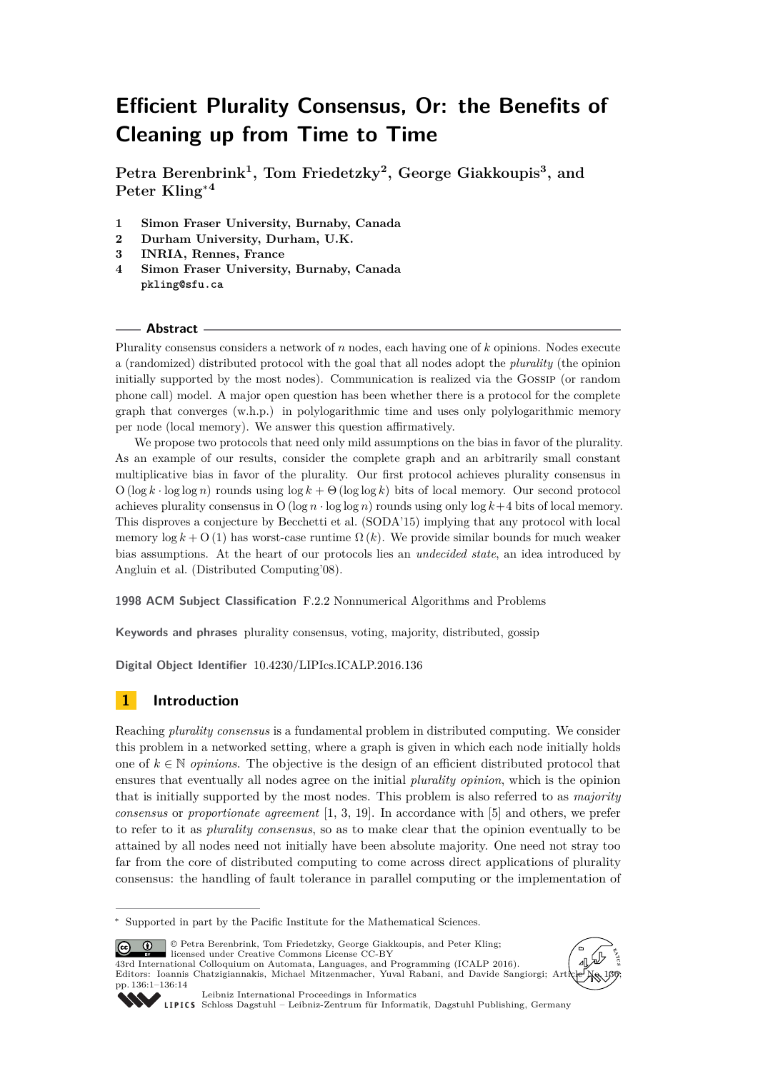# Efficient Plurality Consensus, Or: the Benefits of Cleaning up from Time to Time

**Petra Berenbrink[1], Tom Friedetzky[2], George Giakkoupis[3], and Peter Kling*[4]**

1. **Simon Fraser University, Burnaby, Canada**
2. **Durham University, Durham, U.K.**
3. **INRIA, Rennes, France**
4. **Simon Fraser University, Burnaby, Canada**
   pkling@sfu.ca

## Abstract

Plurality consensus considers a network of $n$ nodes, each having one of $k$ opinions. Nodes execute a (randomized) distributed protocol with the goal that all nodes adopt the *plurality* (the opinion initially supported by the most nodes). Communication is realized via the Gossip (or random phone call) model. A major open question has been whether there is a protocol for the complete graph that converges (w.h.p.) in polylogarithmic time and uses only polylogarithmic memory per node (local memory). We answer this question affirmatively.

We propose two protocols that need only mild assumptions on the bias in favor of the plurality. As an example of our results, consider the complete graph and an arbitrarily small constant multiplicative bias in favor of the plurality. Our first protocol achieves plurality consensus in $\mathrm{O}(\log k \cdot \log\log n)$ rounds using $\log k + \Theta(\log\log k)$ bits of local memory. Our second protocol achieves plurality consensus in $\mathrm{O}(\log n \cdot \log\log n)$ rounds using only $\log k + 4$ bits of local memory. This disproves a conjecture by Becchetti et al. (SODA'15) implying that any protocol with local memory $\log k + \mathrm{O}(1)$ has worst-case runtime $\Omega(k)$. We provide similar bounds for much weaker bias assumptions. At the heart of our protocols lies an *undecided state*, an idea introduced by Angluin et al. (Distributed Computing'08).

**1998 ACM Subject Classification** F.2.2 Nonnumerical Algorithms and Problems

**Keywords and phrases** plurality consensus, voting, majority, distributed, gossip

**Digital Object Identifier** 10.4230/LIPIcs.ICALP.2016.136

## 1 Introduction

Reaching *plurality consensus* is a fundamental problem in distributed computing. We consider this problem in a networked setting, where a graph is given in which each node initially holds one of $k \in \mathbb{N}$ *opinions*. The objective is the design of an efficient distributed protocol that ensures that eventually all nodes agree on the initial *plurality opinion*, which is the opinion that is initially supported by the most nodes. This problem is also referred to as *majority consensus* or *proportionate agreement* [1, 3, 19]. In accordance with [5] and others, we prefer to refer to it as *plurality consensus*, so as to make clear that the opinion eventually to be attained by all nodes need not initially have been absolute majority. One need not stray too far from the core of distributed computing to come across direct applications of plurality consensus: the handling of fault tolerance in parallel computing or the implementation of

\* Supported in part by the Pacific Institute for the Mathematical Sciences.

© Petra Berenbrink, Tom Friedetzky, George Giakkoupis, and Peter Kling; licensed under Creative Commons License CC-BY
43rd International Colloquium on Automata, Languages, and Programming (ICALP 2016).
Editors: Ioannis Chatzigiannakis, Michael Mitzenmacher, Yuval Rabani, and Davide Sangiorgi; Article No. 136; pp. 136:1–136:14
Leibniz International Proceedings in Informatics
Schloss Dagstuhl – Leibniz-Zentrum für Informatik, Dagstuhl Publishing, Germany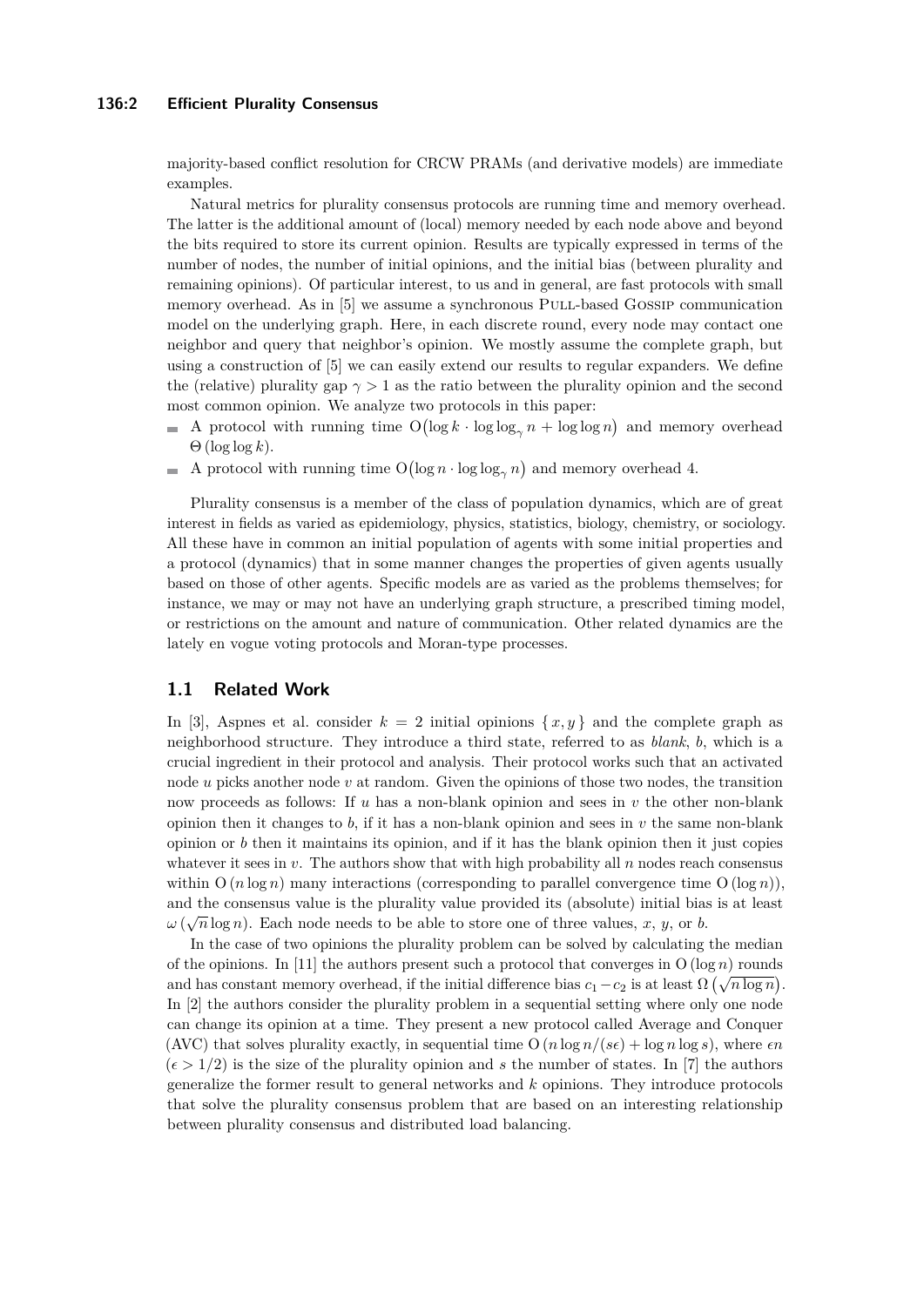majority-based conflict resolution for CRCW PRAMs (and derivative models) are immediate examples.

Natural metrics for plurality consensus protocols are running time and memory overhead. The latter is the additional amount of (local) memory needed by each node above and beyond the bits required to store its current opinion. Results are typically expressed in terms of the number of nodes, the number of initial opinions, and the initial bias (between plurality and remaining opinions). Of particular interest, to us and in general, are fast protocols with small memory overhead. As in [5] we assume a synchronous Pull-based Gossip communication model on the underlying graph. Here, in each discrete round, every node may contact one neighbor and query that neighbor's opinion. We mostly assume the complete graph, but using a construction of [5] we can easily extend our results to regular expanders. We define the (relative) plurality gap $\gamma > 1$ as the ratio between the plurality opinion and the second most common opinion. We analyze two protocols in this paper:

- A protocol with running time $\mathrm{O}(\log k \cdot \log\log_\gamma n + \log\log n)$ and memory overhead $\Theta(\log\log k)$.
- A protocol with running time $\mathrm{O}(\log n \cdot \log\log_\gamma n)$ and memory overhead 4.

Plurality consensus is a member of the class of population dynamics, which are of great interest in fields as varied as epidemiology, physics, statistics, biology, chemistry, or sociology. All these have in common an initial population of agents with some initial properties and a protocol (dynamics) that in some manner changes the properties of given agents usually based on those of other agents. Specific models are as varied as the problems themselves; for instance, we may or may not have an underlying graph structure, a prescribed timing model, or restrictions on the amount and nature of communication. Other related dynamics are the lately en vogue voting protocols and Moran-type processes.

## 1.1 Related Work

In [3], Aspnes et al. consider $k = 2$ initial opinions $\{x, y\}$ and the complete graph as neighborhood structure. They introduce a third state, referred to as *blank*, $b$, which is a crucial ingredient in their protocol and analysis. Their protocol works such that an activated node $u$ picks another node $v$ at random. Given the opinions of those two nodes, the transition now proceeds as follows: If $u$ has a non-blank opinion and sees in $v$ the other non-blank opinion then it changes to $b$, if it has a non-blank opinion and sees in $v$ the same non-blank opinion or $b$ then it maintains its opinion, and if it has the blank opinion then it just copies whatever it sees in $v$. The authors show that with high probability all $n$ nodes reach consensus within $\mathrm{O}(n \log n)$ many interactions (corresponding to parallel convergence time $\mathrm{O}(\log n)$), and the consensus value is the plurality value provided its (absolute) initial bias is at least $\omega(\sqrt{n} \log n)$. Each node needs to be able to store one of three values, $x$, $y$, or $b$.

In the case of two opinions the plurality problem can be solved by calculating the median of the opinions. In [11] the authors present such a protocol that converges in $\mathrm{O}(\log n)$ rounds and has constant memory overhead, if the initial difference bias $c_1 - c_2$ is at least $\Omega(\sqrt{n \log n})$. In [2] the authors consider the plurality problem in a sequential setting where only one node can change its opinion at a time. They present a new protocol called Average and Conquer (AVC) that solves plurality exactly, in sequential time $\mathrm{O}(n \log n/(s\epsilon) + \log n \log s)$, where $\epsilon n$ ($\epsilon > 1/2$) is the size of the plurality opinion and $s$ the number of states. In [7] the authors generalize the former result to general networks and $k$ opinions. They introduce protocols that solve the plurality consensus problem that are based on an interesting relationship between plurality consensus and distributed load balancing.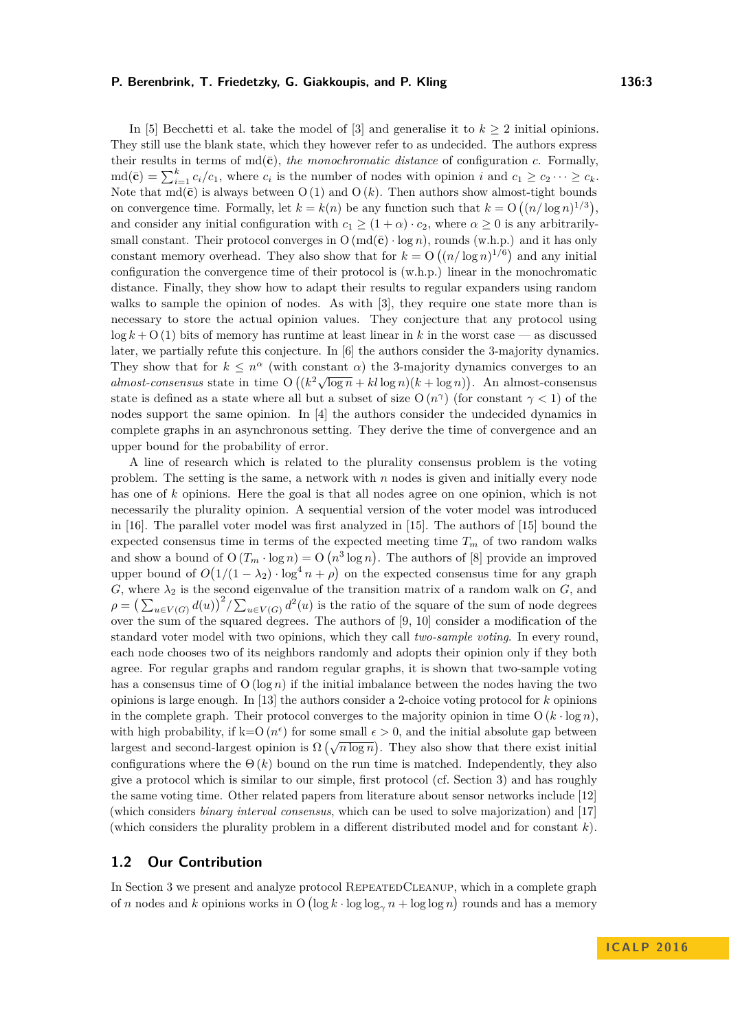In [5] Becchetti et al. take the model of [3] and generalise it to $k \geq 2$ initial opinions. They still use the blank state, which they however refer to as undecided. The authors express their results in terms of $\mathrm{md}(\bar{\mathbf{c}})$, *the monochromatic distance* of configuration $c$. Formally, $\mathrm{md}(\bar{\mathbf{c}}) = \sum_{i=1}^{k} c_i/c_1$, where $c_i$ is the number of nodes with opinion $i$ and $c_1 \geq c_2 \cdots \geq c_k$. Note that $\mathrm{md}(\bar{\mathbf{c}})$ is always between $\mathrm{O}(1)$ and $\mathrm{O}(k)$. Then authors show almost-tight bounds on convergence time. Formally, let $k = k(n)$ be any function such that $k = \mathrm{O}\left((n/\log n)^{1/3}\right)$, and consider any initial configuration with $c_1 \geq (1+\alpha) \cdot c_2$, where $\alpha \geq 0$ is any arbitrarily-small constant. Their protocol converges in $\mathrm{O}(\mathrm{md}(\bar{\mathbf{c}}) \cdot \log n)$, rounds (w.h.p.) and it has only constant memory overhead. They also show that for $k = \mathrm{O}\left((n/\log n)^{1/6}\right)$ and any initial configuration the convergence time of their protocol is (w.h.p.) linear in the monochromatic distance. Finally, they show how to adapt their results to regular expanders using random walks to sample the opinion of nodes. As with [3], they require one state more than is necessary to store the actual opinion values. They conjecture that any protocol using $\log k + \mathrm{O}(1)$ bits of memory has runtime at least linear in $k$ in the worst case — as discussed later, we partially refute this conjecture. In [6] the authors consider the 3-majority dynamics. They show that for $k \leq n^{\alpha}$ (with constant $\alpha$) the 3-majority dynamics converges to an *almost-consensus* state in time $\mathrm{O}\left((k^2\sqrt{\log n} + kl\log n)(k + \log n)\right)$. An almost-consensus state is defined as a state where all but a subset of size $\mathrm{O}(n^{\gamma})$ (for constant $\gamma < 1$) of the nodes support the same opinion. In [4] the authors consider the undecided dynamics in complete graphs in an asynchronous setting. They derive the time of convergence and an upper bound for the probability of error.

A line of research which is related to the plurality consensus problem is the voting problem. The setting is the same, a network with $n$ nodes is given and initially every node has one of $k$ opinions. Here the goal is that all nodes agree on one opinion, which is not necessarily the plurality opinion. A sequential version of the voter model was introduced in [16]. The parallel voter model was first analyzed in [15]. The authors of [15] bound the expected consensus time in terms of the expected meeting time $T_m$ of two random walks and show a bound of $\mathrm{O}(T_m \cdot \log n) = \mathrm{O}\left(n^3 \log n\right)$. The authors of [8] provide an improved upper bound of $O\big(1/(1-\lambda_2) \cdot \log^4 n + \rho\big)$ on the expected consensus time for any graph $G$, where $\lambda_2$ is the second eigenvalue of the transition matrix of a random walk on $G$, and $\rho = \big(\sum_{u \in V(G)} d(u)\big)^2 / \sum_{u \in V(G)} d^2(u)$ is the ratio of the square of the sum of node degrees over the sum of the squared degrees. The authors of [9, 10] consider a modification of the standard voter model with two opinions, which they call *two-sample voting*. In every round, each node chooses two of its neighbors randomly and adopts their opinion only if they both agree. For regular graphs and random regular graphs, it is shown that two-sample voting has a consensus time of $\mathrm{O}(\log n)$ if the initial imbalance between the nodes having the two opinions is large enough. In [13] the authors consider a 2-choice voting protocol for $k$ opinions in the complete graph. Their protocol converges to the majority opinion in time $\mathrm{O}(k \cdot \log n)$, with high probability, if $k = \mathrm{O}(n^{\epsilon})$ for some small $\epsilon > 0$, and the initial absolute gap between largest and second-largest opinion is $\Omega\left(\sqrt{n \log n}\right)$. They also show that there exist initial configurations where the $\Theta(k)$ bound on the run time is matched. Independently, they also give a protocol which is similar to our simple, first protocol (cf. Section 3) and has roughly the same voting time. Other related papers from literature about sensor networks include [12] (which considers *binary interval consensus*, which can be used to solve majorization) and [17] (which considers the plurality problem in a different distributed model and for constant $k$).

## 1.2 Our Contribution

In Section 3 we present and analyze protocol RepeatedCleanup, which in a complete graph of $n$ nodes and $k$ opinions works in $\mathrm{O}\left(\log k \cdot \log\log_{\gamma} n + \log\log n\right)$ rounds and has a memory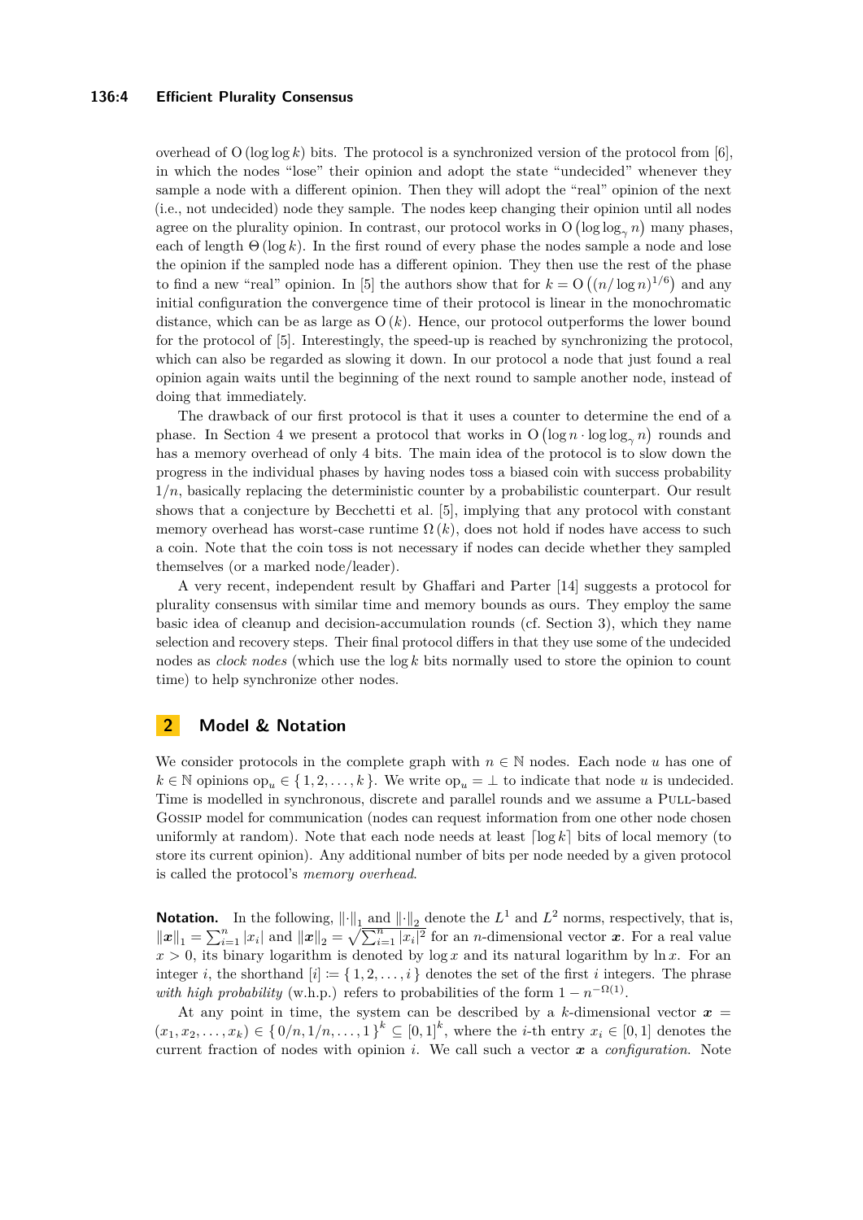overhead of $O(\log \log k)$ bits. The protocol is a synchronized version of the protocol from [6], in which the nodes "lose" their opinion and adopt the state "undecided" whenever they sample a node with a different opinion. Then they will adopt the "real" opinion of the next (i.e., not undecided) node they sample. The nodes keep changing their opinion until all nodes agree on the plurality opinion. In contrast, our protocol works in $O(\log \log_\gamma n)$ many phases, each of length $\Theta(\log k)$. In the first round of every phase the nodes sample a node and lose the opinion if the sampled node has a different opinion. They then use the rest of the phase to find a new "real" opinion. In [5] the authors show that for $k = O((n/\log n)^{1/6})$ and any initial configuration the convergence time of their protocol is linear in the monochromatic distance, which can be as large as $O(k)$. Hence, our protocol outperforms the lower bound for the protocol of [5]. Interestingly, the speed-up is reached by synchronizing the protocol, which can also be regarded as slowing it down. In our protocol a node that just found a real opinion again waits until the beginning of the next round to sample another node, instead of doing that immediately.

The drawback of our first protocol is that it uses a counter to determine the end of a phase. In Section 4 we present a protocol that works in $O(\log n \cdot \log \log_\gamma n)$ rounds and has a memory overhead of only 4 bits. The main idea of the protocol is to slow down the progress in the individual phases by having nodes toss a biased coin with success probability $1/n$, basically replacing the deterministic counter by a probabilistic counterpart. Our result shows that a conjecture by Becchetti et al. [5], implying that any protocol with constant memory overhead has worst-case runtime $\Omega(k)$, does not hold if nodes have access to such a coin. Note that the coin toss is not necessary if nodes can decide whether they sampled themselves (or a marked node/leader).

A very recent, independent result by Ghaffari and Parter [14] suggests a protocol for plurality consensus with similar time and memory bounds as ours. They employ the same basic idea of cleanup and decision-accumulation rounds (cf. Section 3), which they name selection and recovery steps. Their final protocol differs in that they use some of the undecided nodes as *clock nodes* (which use the $\log k$ bits normally used to store the opinion to count time) to help synchronize other nodes.

## 2 Model & Notation

We consider protocols in the complete graph with $n \in \mathbb{N}$ nodes. Each node $u$ has one of $k \in \mathbb{N}$ opinions $\mathrm{op}_u \in \{1, 2, \ldots, k\}$. We write $\mathrm{op}_u = \perp$ to indicate that node $u$ is undecided. Time is modelled in synchronous, discrete and parallel rounds and we assume a PULL-based GOSSIP model for communication (nodes can request information from one other node chosen uniformly at random). Note that each node needs at least $\lceil \log k \rceil$ bits of local memory (to store its current opinion). Any additional number of bits per node needed by a given protocol is called the protocol's *memory overhead*.

**Notation.** In the following, $\|\cdot\|_1$ and $\|\cdot\|_2$ denote the $L^1$ and $L^2$ norms, respectively, that is, $\|\boldsymbol{x}\|_1 = \sum_{i=1}^{n} |x_i|$ and $\|\boldsymbol{x}\|_2 = \sqrt{\sum_{i=1}^{n} |x_i|^2}$ for an $n$-dimensional vector $\boldsymbol{x}$. For a real value $x > 0$, its binary logarithm is denoted by $\log x$ and its natural logarithm by $\ln x$. For an integer $i$, the shorthand $[i] := \{1, 2, \ldots, i\}$ denotes the set of the first $i$ integers. The phrase *with high probability* (w.h.p.) refers to probabilities of the form $1 - n^{-\Omega(1)}$.

At any point in time, the system can be described by a $k$-dimensional vector $\boldsymbol{x} = (x_1, x_2, \ldots, x_k) \in \{0/n, 1/n, \ldots, 1\}^k \subseteq [0,1]^k$, where the $i$-th entry $x_i \in [0,1]$ denotes the current fraction of nodes with opinion $i$. We call such a vector $\boldsymbol{x}$ a *configuration*. Note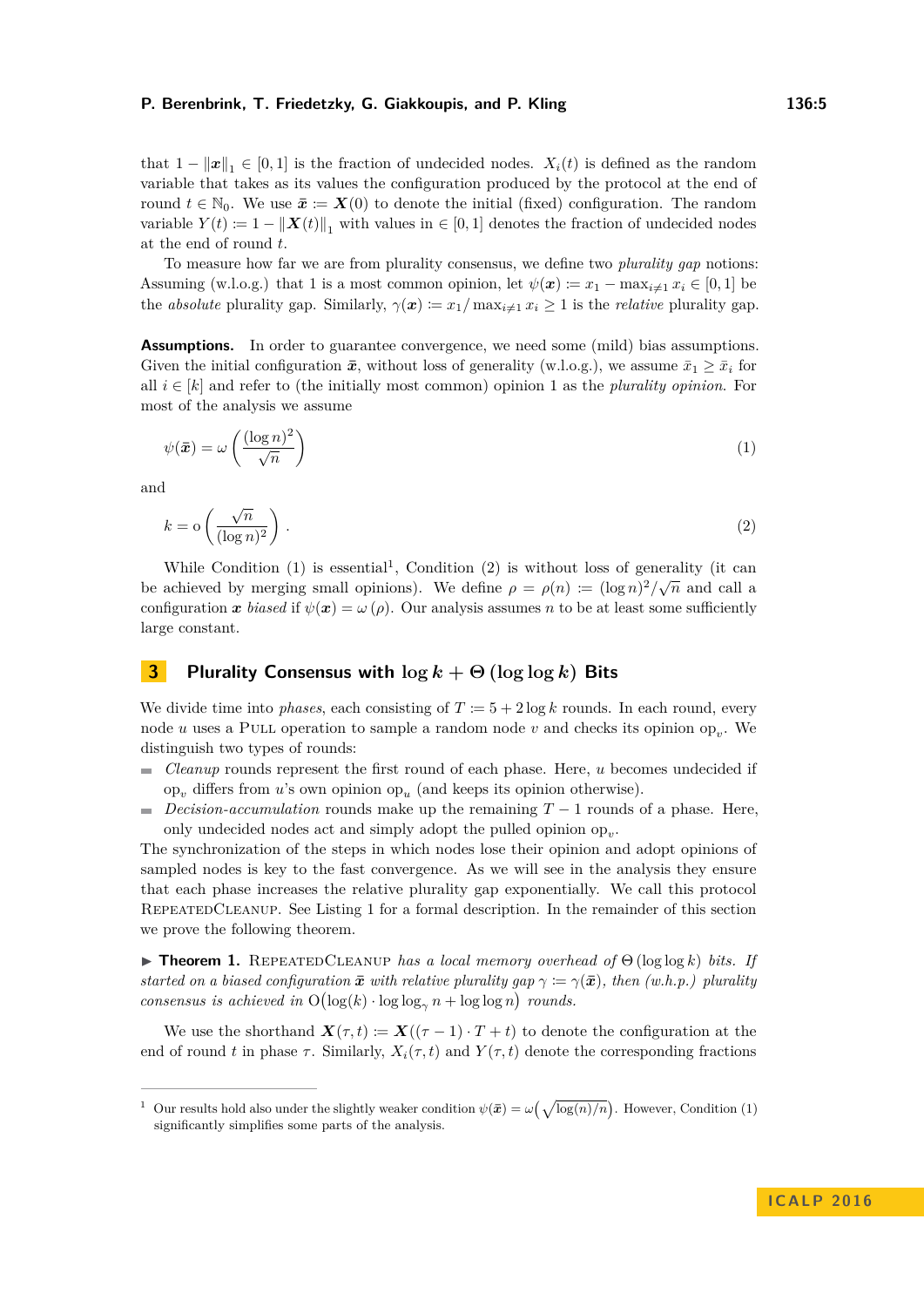that $1 - \|\boldsymbol{x}\|_1 \in [0,1]$ is the fraction of undecided nodes. $X_i(t)$ is defined as the random variable that takes as its values the configuration produced by the protocol at the end of round $t \in \mathbb{N}_0$. We use $\bar{\boldsymbol{x}} := \boldsymbol{X}(0)$ to denote the initial (fixed) configuration. The random variable $Y(t) := 1 - \|\boldsymbol{X}(t)\|_1$ with values in $\in [0,1]$ denotes the fraction of undecided nodes at the end of round $t$.

To measure how far we are from plurality consensus, we define two *plurality gap* notions: Assuming (w.l.o.g.) that 1 is a most common opinion, let $\psi(\boldsymbol{x}) := x_1 - \max_{i \neq 1} x_i \in [0,1]$ be the *absolute* plurality gap. Similarly, $\gamma(\boldsymbol{x}) := x_1 / \max_{i \neq 1} x_i \geq 1$ is the *relative* plurality gap.

**Assumptions.** In order to guarantee convergence, we need some (mild) bias assumptions. Given the initial configuration $\bar{\boldsymbol{x}}$, without loss of generality (w.l.o.g.), we assume $\bar{x}_1 \geq \bar{x}_i$ for all $i \in [k]$ and refer to (the initially most common) opinion 1 as the *plurality opinion*. For most of the analysis we assume

$$\psi(\bar{\boldsymbol{x}}) = \omega\left(\frac{(\log n)^2}{\sqrt{n}}\right) \tag{1}$$

and

$$k = \mathrm{o}\left(\frac{\sqrt{n}}{(\log n)^2}\right). \tag{2}$$

While Condition (1) is essential[1], Condition (2) is without loss of generality (it can be achieved by merging small opinions). We define $\rho = \rho(n) := (\log n)^2/\sqrt{n}$ and call a configuration $\boldsymbol{x}$ *biased* if $\psi(\boldsymbol{x}) = \omega(\rho)$. Our analysis assumes $n$ to be at least some sufficiently large constant.

## 3 Plurality Consensus with $\log k + \Theta(\log \log k)$ Bits

We divide time into *phases*, each consisting of $T := 5 + 2 \log k$ rounds. In each round, every node $u$ uses a PULL operation to sample a random node $v$ and checks its opinion $\mathrm{op}_v$. We distinguish two types of rounds:

- *Cleanup* rounds represent the first round of each phase. Here, $u$ becomes undecided if $\mathrm{op}_v$ differs from $u$'s own opinion $\mathrm{op}_u$ (and keeps its opinion otherwise).
- *Decision-accumulation* rounds make up the remaining $T-1$ rounds of a phase. Here, only undecided nodes act and simply adopt the pulled opinion $\mathrm{op}_v$.

The synchronization of the steps in which nodes lose their opinion and adopt opinions of sampled nodes is key to the fast convergence. As we will see in the analysis they ensure that each phase increases the relative plurality gap exponentially. We call this protocol REPEATEDCLEANUP. See Listing 1 for a formal description. In the remainder of this section we prove the following theorem.

▶ **Theorem 1.** *REPEATEDCLEANUP has a local memory overhead of $\Theta(\log \log k)$ bits. If started on a biased configuration $\bar{\boldsymbol{x}}$ with relative plurality gap $\gamma := \gamma(\bar{\boldsymbol{x}})$, then (w.h.p.) plurality consensus is achieved in $\mathrm{O}\big(\log(k) \cdot \log \log_\gamma n + \log \log n\big)$ rounds.*

We use the shorthand $\boldsymbol{X}(\tau, t) := \boldsymbol{X}((\tau - 1) \cdot T + t)$ to denote the configuration at the end of round $t$ in phase $\tau$. Similarly, $X_i(\tau, t)$ and $Y(\tau, t)$ denote the corresponding fractions

---

[1] Our results hold also under the slightly weaker condition $\psi(\bar{\boldsymbol{x}}) = \omega\Big(\sqrt{\log(n)/n}\Big)$. However, Condition (1) significantly simplifies some parts of the analysis.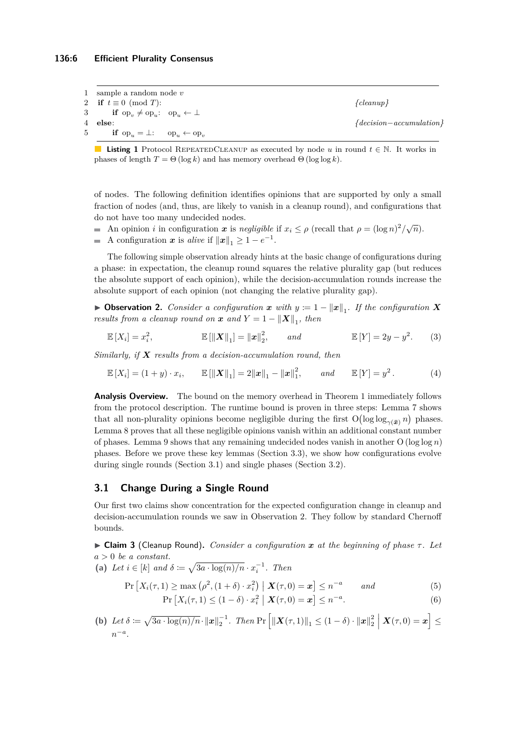```
1  sample a random node v
2  if t ≡ 0 (mod T):                                    {cleanup}
3      if op_v ≠ op_u:  op_u ← ⊥
4  else:                                                {decision−accumulation}
5      if op_u = ⊥:  op_u ← op_v
```

**Listing 1** Protocol RepeatedCleanup as executed by node $u$ in round $t \in \mathbb{N}$. It works in phases of length $T = \Theta(\log k)$ and has memory overhead $\Theta(\log \log k)$.

of nodes. The following definition identifies opinions that are supported by only a small fraction of nodes (and, thus, are likely to vanish in a cleanup round), and configurations that do not have too many undecided nodes.

- An opinion $i$ in configuration $\boldsymbol{x}$ is *negligible* if $x_i \leq \rho$ (recall that $\rho = (\log n)^2/\sqrt{n}$).
- A configuration $\boldsymbol{x}$ is *alive* if $\|\boldsymbol{x}\|_1 \geq 1 - e^{-1}$.

The following simple observation already hints at the basic change of configurations during a phase: in expectation, the cleanup round squares the relative plurality gap (but reduces the absolute support of each opinion), while the decision-accumulation rounds increase the absolute support of each opinion (not changing the relative plurality gap).

▶ **Observation 2.** *Consider a configuration $\boldsymbol{x}$ with $y := 1 - \|\boldsymbol{x}\|_1$. If the configuration $\boldsymbol{X}$ results from a cleanup round on $\boldsymbol{x}$ and $Y = 1 - \|\boldsymbol{X}\|_1$, then*

$$\mathbb{E}[X_i] = x_i^2, \qquad \mathbb{E}[\|\boldsymbol{X}\|_1] = \|\boldsymbol{x}\|_2^2, \qquad \text{and} \qquad \mathbb{E}[Y] = 2y - y^2. \tag{3}$$

*Similarly, if $\boldsymbol{X}$ results from a decision-accumulation round, then*

$$\mathbb{E}[X_i] = (1+y) \cdot x_i, \qquad \mathbb{E}[\|\boldsymbol{X}\|_1] = 2\|\boldsymbol{x}\|_1 - \|\boldsymbol{x}\|_1^2, \qquad \text{and} \qquad \mathbb{E}[Y] = y^2\,. \tag{4}$$

**Analysis Overview.** The bound on the memory overhead in Theorem 1 immediately follows from the protocol description. The runtime bound is proven in three steps: Lemma 7 shows that all non-plurality opinions become negligible during the first $\mathrm{O}\big(\log \log_{\gamma(\bar{\boldsymbol{x}})} n\big)$ phases. Lemma 8 proves that all these negligible opinions vanish within an additional constant number of phases. Lemma 9 shows that any remaining undecided nodes vanish in another $\mathrm{O}(\log \log n)$ phases. Before we prove these key lemmas (Section 3.3), we show how configurations evolve during single rounds (Section 3.1) and single phases (Section 3.2).

## 3.1 Change During a Single Round

Our first two claims show concentration for the expected configuration change in cleanup and decision-accumulation rounds we saw in Observation 2. They follow by standard Chernoff bounds.

▶ **Claim 3** (Cleanup Round). *Consider a configuration $\boldsymbol{x}$ at the beginning of phase $\tau$. Let $a > 0$ be a constant.*

**(a)** *Let $i \in [k]$ and $\delta := \sqrt{3a \cdot \log(n)/n} \cdot x_i^{-1}$. Then*

$$\Pr\left[X_i(\tau, 1) \geq \max\left(\rho^2, (1+\delta) \cdot x_i^2\right) \;\middle|\; \boldsymbol{X}(\tau, 0) = \boldsymbol{x}\right] \leq n^{-a} \qquad \text{and} \tag{5}$$

$$\Pr\left[X_i(\tau, 1) \leq (1-\delta) \cdot x_i^2 \;\middle|\; \boldsymbol{X}(\tau, 0) = \boldsymbol{x}\right] \leq n^{-a}. \tag{6}$$

**(b)** *Let $\delta := \sqrt{3a \cdot \log(n)/n} \cdot \|\boldsymbol{x}\|_2^{-1}$. Then $\Pr\left[\|\boldsymbol{X}(\tau, 1)\|_1 \leq (1-\delta) \cdot \|\boldsymbol{x}\|_2^2 \;\middle|\; \boldsymbol{X}(\tau, 0) = \boldsymbol{x}\right] \leq n^{-a}$.*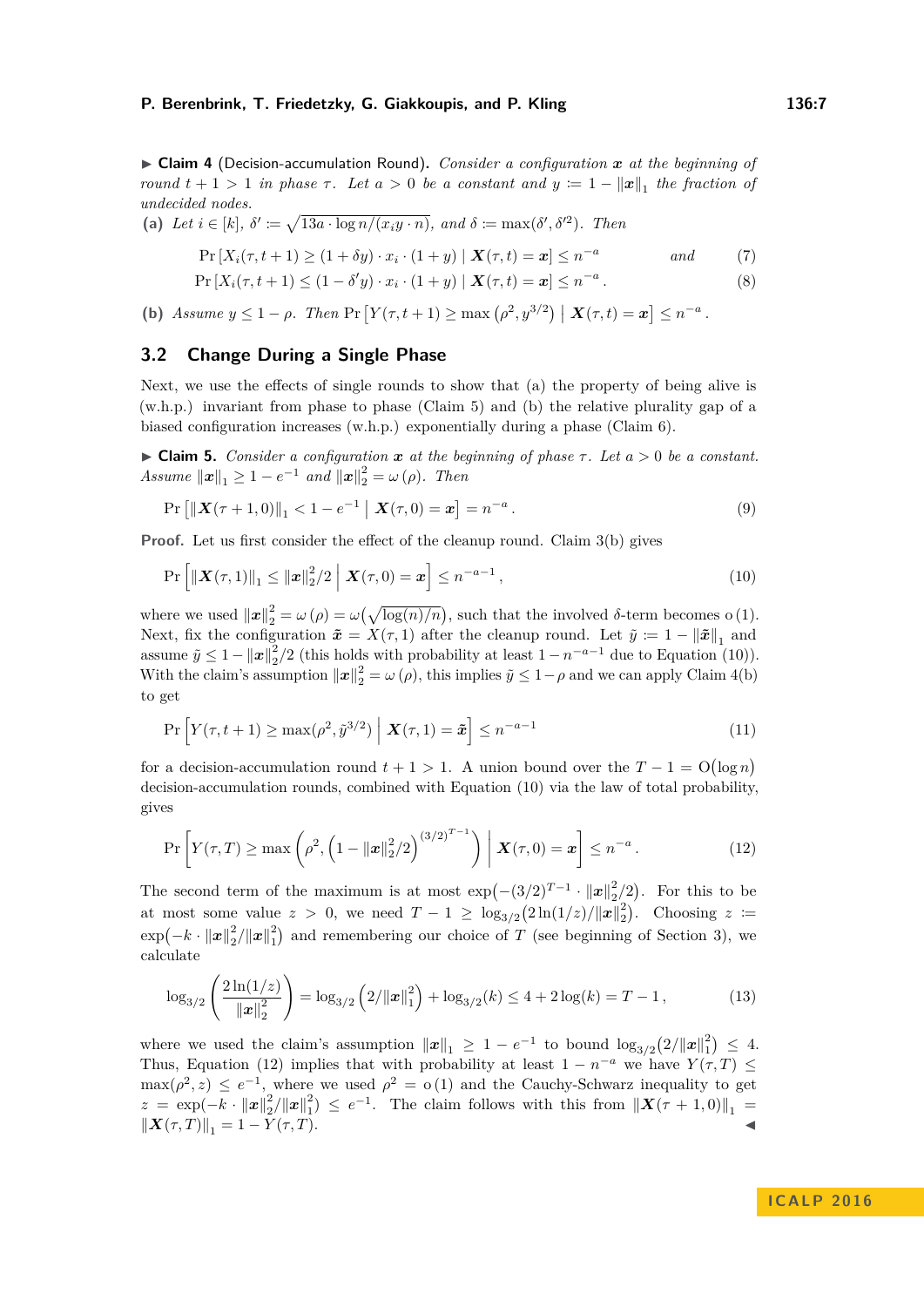▶ **Claim 4** (Decision-accumulation Round). *Consider a configuration $\boldsymbol{x}$ at the beginning of round $t+1 > 1$ in phase $\tau$. Let $a > 0$ be a constant and $y \coloneqq 1 - \|\boldsymbol{x}\|_1$ the fraction of undecided nodes.*

**(a)** *Let $i \in [k]$, $\delta' \coloneqq \sqrt{13a \cdot \log n/(x_i y \cdot n)}$, and $\delta \coloneqq \max(\delta', \delta'^2)$. Then*

$$\Pr\left[X_i(\tau, t+1) \geq (1 + \delta y) \cdot x_i \cdot (1 + y) \mid \boldsymbol{X}(\tau, t) = \boldsymbol{x}\right] \leq n^{-a} \qquad \text{and} \tag{7}$$

$$\Pr\left[X_i(\tau, t+1) \leq (1 - \delta' y) \cdot x_i \cdot (1 + y) \mid \boldsymbol{X}(\tau, t) = \boldsymbol{x}\right] \leq n^{-a}. \tag{8}$$

**(b)** *Assume $y \leq 1 - \rho$. Then $\Pr\left[Y(\tau, t+1) \geq \max\left(\rho^2, y^{3/2}\right) \,\middle|\, \boldsymbol{X}(\tau, t) = \boldsymbol{x}\right] \leq n^{-a}$.*

## 3.2 Change During a Single Phase

Next, we use the effects of single rounds to show that (a) the property of being alive is (w.h.p.) invariant from phase to phase (Claim 5) and (b) the relative plurality gap of a biased configuration increases (w.h.p.) exponentially during a phase (Claim 6).

▶ **Claim 5.** *Consider a configuration $\boldsymbol{x}$ at the beginning of phase $\tau$. Let $a > 0$ be a constant. Assume $\|\boldsymbol{x}\|_1 \geq 1 - e^{-1}$ and $\|\boldsymbol{x}\|_2^2 = \omega(\rho)$. Then*

$$\Pr\left[\|\boldsymbol{X}(\tau+1, 0)\|_1 < 1 - e^{-1} \,\middle|\, \boldsymbol{X}(\tau, 0) = \boldsymbol{x}\right] = n^{-a}. \tag{9}$$

**Proof.** Let us first consider the effect of the cleanup round. Claim 3(b) gives

$$\Pr\left[\|\boldsymbol{X}(\tau, 1)\|_1 \leq \|\boldsymbol{x}\|_2^2/2 \,\middle|\, \boldsymbol{X}(\tau, 0) = \boldsymbol{x}\right] \leq n^{-a-1}, \tag{10}$$

where we used $\|\boldsymbol{x}\|_2^2 = \omega(\rho) = \omega\left(\sqrt{\log(n)/n}\right)$, such that the involved $\delta$-term becomes $\mathrm{o}(1)$. Next, fix the configuration $\tilde{\boldsymbol{x}} = X(\tau, 1)$ after the cleanup round. Let $\tilde{y} \coloneqq 1 - \|\tilde{\boldsymbol{x}}\|_1$ and assume $\tilde{y} \leq 1 - \|\boldsymbol{x}\|_2^2/2$ (this holds with probability at least $1 - n^{-a-1}$ due to Equation (10)). With the claim's assumption $\|\boldsymbol{x}\|_2^2 = \omega(\rho)$, this implies $\tilde{y} \leq 1 - \rho$ and we can apply Claim 4(b) to get

$$\Pr\left[Y(\tau, t+1) \geq \max(\rho^2, \tilde{y}^{3/2}) \,\middle|\, \boldsymbol{X}(\tau, 1) = \tilde{\boldsymbol{x}}\right] \leq n^{-a-1} \tag{11}$$

for a decision-accumulation round $t + 1 > 1$. A union bound over the $T - 1 = \mathrm{O}(\log n)$ decision-accumulation rounds, combined with Equation (10) via the law of total probability, gives

$$\Pr\left[Y(\tau, T) \geq \max\left(\rho^2, \left(1 - \|\boldsymbol{x}\|_2^2/2\right)^{(3/2)^{T-1}}\right) \,\middle|\, \boldsymbol{X}(\tau, 0) = \boldsymbol{x}\right] \leq n^{-a}. \tag{12}$$

The second term of the maximum is at most $\exp\left(-(3/2)^{T-1} \cdot \|\boldsymbol{x}\|_2^2/2\right)$. For this to be at most some value $z > 0$, we need $T - 1 \geq \log_{3/2}\left(2\ln(1/z)/\|\boldsymbol{x}\|_2^2\right)$. Choosing $z \coloneqq \exp\left(-k \cdot \|\boldsymbol{x}\|_2^2/\|\boldsymbol{x}\|_1^2\right)$ and remembering our choice of $T$ (see beginning of Section 3), we calculate

$$\log_{3/2}\left(\frac{2\ln(1/z)}{\|\boldsymbol{x}\|_2^2}\right) = \log_{3/2}\left(2/\|\boldsymbol{x}\|_1^2\right) + \log_{3/2}(k) \leq 4 + 2\log(k) = T - 1, \tag{13}$$

where we used the claim's assumption $\|\boldsymbol{x}\|_1 \geq 1 - e^{-1}$ to bound $\log_{3/2}\left(2/\|\boldsymbol{x}\|_1^2\right) \leq 4$. Thus, Equation (12) implies that with probability at least $1 - n^{-a}$ we have $Y(\tau, T) \leq \max(\rho^2, z) \leq e^{-1}$, where we used $\rho^2 = \mathrm{o}(1)$ and the Cauchy-Schwarz inequality to get $z = \exp\left(-k \cdot \|\boldsymbol{x}\|_2^2/\|\boldsymbol{x}\|_1^2\right) \leq e^{-1}$. The claim follows with this from $\|\boldsymbol{X}(\tau+1, 0)\|_1 = \|\boldsymbol{X}(\tau, T)\|_1 = 1 - Y(\tau, T)$. ◀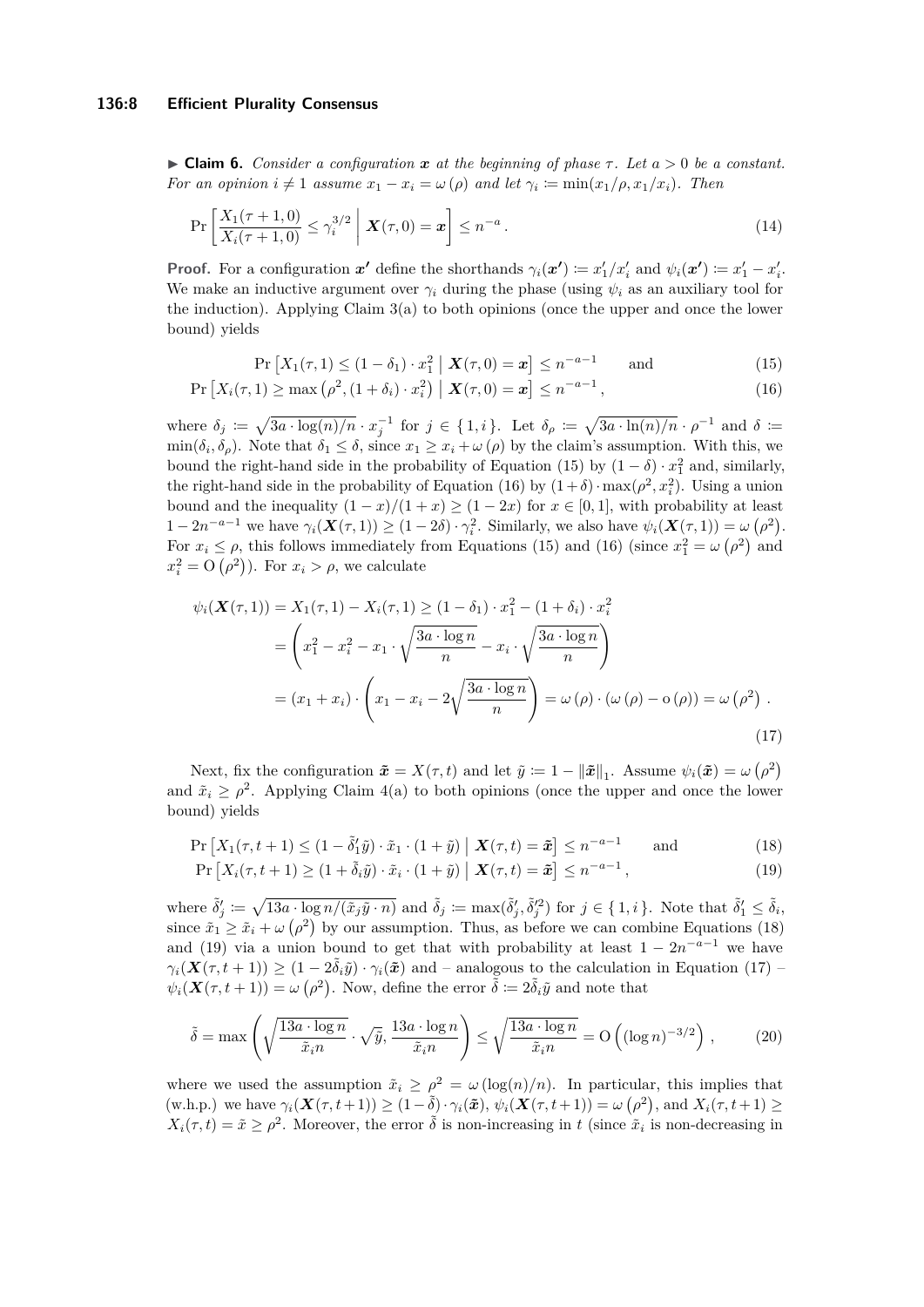▶ **Claim 6.** *Consider a configuration $\boldsymbol{x}$ at the beginning of phase $\tau$. Let $a > 0$ be a constant. For an opinion $i \neq 1$ assume $x_1 - x_i = \omega(\rho)$ and let $\gamma_i := \min(x_1/\rho, x_1/x_i)$. Then*

$$\Pr\left[\frac{X_1(\tau+1,0)}{X_i(\tau+1,0)} \leq \gamma_i^{3/2} \;\middle|\; \boldsymbol{X}(\tau,0) = \boldsymbol{x}\right] \leq n^{-a}. \tag{14}$$

**Proof.** For a configuration $\boldsymbol{x'}$ define the shorthands $\gamma_i(\boldsymbol{x'}) := x'_1/x'_i$ and $\psi_i(\boldsymbol{x'}) := x'_1 - x'_i$. We make an inductive argument over $\gamma_i$ during the phase (using $\psi_i$ as an auxiliary tool for the induction). Applying Claim 3(a) to both opinions (once the upper and once the lower bound) yields

$$\Pr\left[X_1(\tau,1) \leq (1-\delta_1)\cdot x_1^2 \;\middle|\; \boldsymbol{X}(\tau,0) = \boldsymbol{x}\right] \leq n^{-a-1} \qquad \text{and} \tag{15}$$

$$\Pr\left[X_i(\tau,1) \geq \max\left(\rho^2, (1+\delta_i)\cdot x_i^2\right) \;\middle|\; \boldsymbol{X}(\tau,0) = \boldsymbol{x}\right] \leq n^{-a-1}, \tag{16}$$

where $\delta_j := \sqrt{3a\cdot\log(n)/n}\cdot x_j^{-1}$ for $j \in \{1, i\}$. Let $\delta_\rho := \sqrt{3a\cdot\ln(n)/n}\cdot\rho^{-1}$ and $\delta := \min(\delta_i, \delta_\rho)$. Note that $\delta_1 \leq \delta$, since $x_1 \geq x_i + \omega(\rho)$ by the claim's assumption. With this, we bound the right-hand side in the probability of Equation (15) by $(1-\delta)\cdot x_1^2$ and, similarly, the right-hand side in the probability of Equation (16) by $(1+\delta)\cdot\max(\rho^2, x_i^2)$. Using a union bound and the inequality $(1-x)/(1+x) \geq (1-2x)$ for $x \in [0,1]$, with probability at least $1 - 2n^{-a-1}$ we have $\gamma_i(\boldsymbol{X}(\tau,1)) \geq (1-2\delta)\cdot\gamma_i^2$. Similarly, we also have $\psi_i(\boldsymbol{X}(\tau,1)) = \omega\left(\rho^2\right)$. For $x_i \leq \rho$, this follows immediately from Equations (15) and (16) (since $x_1^2 = \omega\left(\rho^2\right)$ and $x_i^2 = \mathrm{O}\left(\rho^2\right)$). For $x_i > \rho$, we calculate

$$\begin{aligned}
\psi_i(\boldsymbol{X}(\tau,1)) &= X_1(\tau,1) - X_i(\tau,1) \geq (1-\delta_1)\cdot x_1^2 - (1+\delta_i)\cdot x_i^2 \\
&= \left(x_1^2 - x_i^2 - x_1\cdot\sqrt{\frac{3a\cdot\log n}{n}} - x_i\cdot\sqrt{\frac{3a\cdot\log n}{n}}\right) \\
&= (x_1 + x_i)\cdot\left(x_1 - x_i - 2\sqrt{\frac{3a\cdot\log n}{n}}\right) = \omega(\rho)\cdot(\omega(\rho) - \mathrm{o}(\rho)) = \omega\left(\rho^2\right).
\end{aligned} \tag{17}$$

Next, fix the configuration $\tilde{\boldsymbol{x}} = X(\tau,t)$ and let $\tilde{y} := 1 - \|\tilde{\boldsymbol{x}}\|_1$. Assume $\psi_i(\tilde{\boldsymbol{x}}) = \omega\left(\rho^2\right)$ and $\tilde{x}_i \geq \rho^2$. Applying Claim 4(a) to both opinions (once the upper and once the lower bound) yields

$$\Pr\left[X_1(\tau,t+1) \leq (1-\tilde{\delta}'_1\tilde{y})\cdot\tilde{x}_1\cdot(1+\tilde{y}) \;\middle|\; \boldsymbol{X}(\tau,t) = \tilde{\boldsymbol{x}}\right] \leq n^{-a-1} \qquad \text{and} \tag{18}$$

$$\Pr\left[X_i(\tau,t+1) \geq (1+\tilde{\delta}_i\tilde{y})\cdot\tilde{x}_i\cdot(1+\tilde{y}) \;\middle|\; \boldsymbol{X}(\tau,t) = \tilde{\boldsymbol{x}}\right] \leq n^{-a-1}, \tag{19}$$

where $\tilde{\delta}'_j := \sqrt{13a\cdot\log n/(\tilde{x}_j\tilde{y}\cdot n)}$ and $\tilde{\delta}_j := \max(\tilde{\delta}'_j, \tilde{\delta}'^2_j)$ for $j \in \{1, i\}$. Note that $\tilde{\delta}'_1 \leq \tilde{\delta}_i$, since $\tilde{x}_1 \geq \tilde{x}_i + \omega\left(\rho^2\right)$ by our assumption. Thus, as before we can combine Equations (18) and (19) via a union bound to get that with probability at least $1 - 2n^{-a-1}$ we have $\gamma_i(\boldsymbol{X}(\tau,t+1)) \geq (1 - 2\tilde{\delta}_i\tilde{y})\cdot\gamma_i(\tilde{\boldsymbol{x}})$ and – analogous to the calculation in Equation (17) – $\psi_i(\boldsymbol{X}(\tau,t+1)) = \omega\left(\rho^2\right)$. Now, define the error $\tilde{\delta} := 2\tilde{\delta}_i\tilde{y}$ and note that

$$\tilde{\delta} = \max\left(\sqrt{\frac{13a\cdot\log n}{\tilde{x}_i n}}\cdot\sqrt{\tilde{y}}, \frac{13a\cdot\log n}{\tilde{x}_i n}\right) \leq \sqrt{\frac{13a\cdot\log n}{\tilde{x}_i n}} = \mathrm{O}\left((\log n)^{-3/2}\right), \tag{20}$$

where we used the assumption $\tilde{x}_i \geq \rho^2 = \omega(\log(n)/n)$. In particular, this implies that (w.h.p.) we have $\gamma_i(\boldsymbol{X}(\tau,t+1)) \geq (1-\tilde{\delta})\cdot\gamma_i(\tilde{\boldsymbol{x}})$, $\psi_i(\boldsymbol{X}(\tau,t+1)) = \omega\left(\rho^2\right)$, and $X_i(\tau,t+1) \geq X_i(\tau,t) = \tilde{x} \geq \rho^2$. Moreover, the error $\tilde{\delta}$ is non-increasing in $t$ (since $\tilde{x}_i$ is non-decreasing in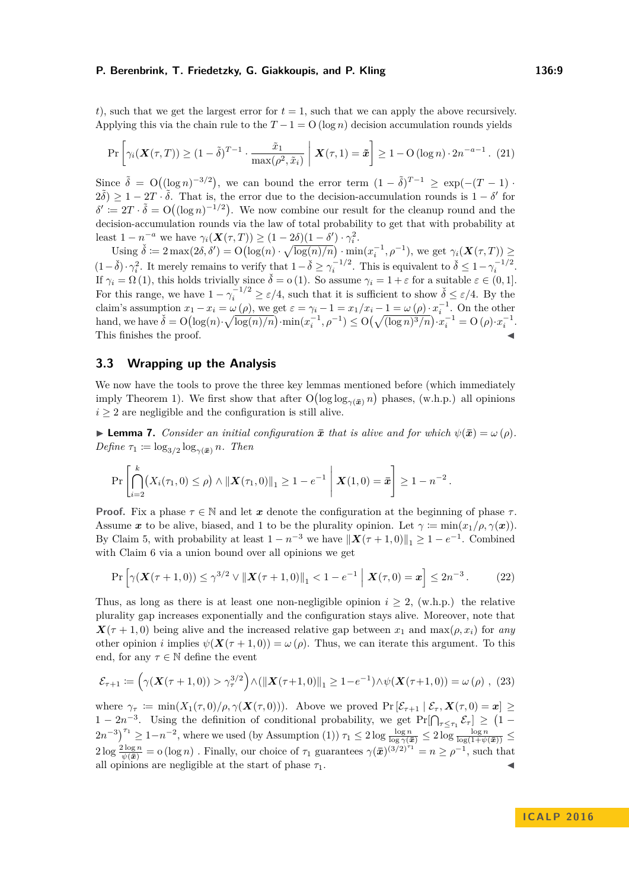$t$), such that we get the largest error for $t = 1$, such that we can apply the above recursively. Applying this via the chain rule to the $T - 1 = \mathrm{O}(\log n)$ decision accumulation rounds yields

$$\Pr\left[\gamma_i(\boldsymbol{X}(\tau, T)) \geq (1-\tilde{\delta})^{T-1} \cdot \frac{\tilde{x}_1}{\max(\rho^2, \tilde{x}_i)} \,\middle|\, \boldsymbol{X}(\tau, 1) = \tilde{\boldsymbol{x}}\right] \geq 1 - \mathrm{O}(\log n) \cdot 2n^{-a-1}. \quad (21)$$

Since $\tilde{\delta} = \mathrm{O}\big((\log n)^{-3/2}\big)$, we can bound the error term $(1-\tilde{\delta})^{T-1} \geq \exp(-(T-1) \cdot 2\tilde{\delta}) \geq 1 - 2T \cdot \tilde{\delta}$. That is, the error due to the decision-accumulation rounds is $1 - \delta'$ for $\delta' \coloneqq 2T \cdot \tilde{\delta} = \mathrm{O}\big((\log n)^{-1/2}\big)$. We now combine our result for the cleanup round and the decision-accumulation rounds via the law of total probability to get that with probability at least $1 - n^{-a}$ we have $\gamma_i(\boldsymbol{X}(\tau, T)) \geq (1-2\delta)(1-\delta') \cdot \gamma_i^2$.

Using $\check{\delta} \coloneqq 2\max(2\delta, \delta') = \mathrm{O}\big(\log(n) \cdot \sqrt{\log(n)/n}\big) \cdot \min(x_i^{-1}, \rho^{-1})$, we get $\gamma_i(\boldsymbol{X}(\tau, T)) \geq (1-\check{\delta}) \cdot \gamma_i^2$. It merely remains to verify that $1 - \check{\delta} \geq \gamma_i^{-1/2}$. This is equivalent to $\check{\delta} \leq 1 - \gamma_i^{-1/2}$. If $\gamma_i = \Omega(1)$, this holds trivially since $\check{\delta} = \mathrm{o}(1)$. So assume $\gamma_i = 1 + \varepsilon$ for a suitable $\varepsilon \in (0, 1]$. For this range, we have $1 - \gamma_i^{-1/2} \geq \varepsilon/4$, such that it is sufficient to show $\check{\delta} \leq \varepsilon/4$. By the claim's assumption $x_1 - x_i = \omega(\rho)$, we get $\varepsilon = \gamma_i - 1 = x_1/x_i - 1 = \omega(\rho) \cdot x_i^{-1}$. On the other hand, we have $\check{\delta} = \mathrm{O}\big(\log(n) \cdot \sqrt{\log(n)/n}\big) \cdot \min(x_i^{-1}, \rho^{-1}) \leq \mathrm{O}\big(\sqrt{(\log n)^3/n}\big) \cdot x_i^{-1} = \mathrm{O}(\rho) \cdot x_i^{-1}$. This finishes the proof. ◀

## 3.3 Wrapping up the Analysis

We now have the tools to prove the three key lemmas mentioned before (which immediately imply Theorem 1). We first show that after $\mathrm{O}\big(\log\log_{\gamma(\bar{\boldsymbol{x}})} n\big)$ phases, (w.h.p.) all opinions $i \geq 2$ are negligible and the configuration is still alive.

▶ **Lemma 7.** *Consider an initial configuration $\bar{\boldsymbol{x}}$ that is alive and for which $\psi(\bar{\boldsymbol{x}}) = \omega(\rho)$. Define $\tau_1 \coloneqq \log_{3/2}\log_{\gamma(\bar{\boldsymbol{x}})} n$. Then*

$$\Pr\left[\bigcap_{i=2}^{k}\big(X_i(\tau_1, 0) \leq \rho\big) \wedge \|\boldsymbol{X}(\tau_1, 0)\|_1 \geq 1 - e^{-1} \,\middle|\, \boldsymbol{X}(1, 0) = \bar{\boldsymbol{x}}\right] \geq 1 - n^{-2}.$$

**Proof.** Fix a phase $\tau \in \mathbb{N}$ and let $\boldsymbol{x}$ denote the configuration at the beginning of phase $\tau$. Assume $\boldsymbol{x}$ to be alive, biased, and 1 to be the plurality opinion. Let $\gamma \coloneqq \min(x_1/\rho, \gamma(\boldsymbol{x}))$. By Claim 5, with probability at least $1 - n^{-3}$ we have $\|\boldsymbol{X}(\tau+1, 0)\|_1 \geq 1 - e^{-1}$. Combined with Claim 6 via a union bound over all opinions we get

$$\Pr\left[\gamma(\boldsymbol{X}(\tau+1, 0)) \leq \gamma^{3/2} \vee \|\boldsymbol{X}(\tau+1, 0)\|_1 < 1 - e^{-1} \,\middle|\, \boldsymbol{X}(\tau, 0) = \boldsymbol{x}\right] \leq 2n^{-3}. \quad (22)$$

Thus, as long as there is at least one non-negligible opinion $i \geq 2$, (w.h.p.) the relative plurality gap increases exponentially and the configuration stays alive. Moreover, note that $\boldsymbol{X}(\tau+1, 0)$ being alive and the increased relative gap between $x_1$ and $\max(\rho, x_i)$ for *any* other opinion $i$ implies $\psi(\boldsymbol{X}(\tau+1, 0)) = \omega(\rho)$. Thus, we can iterate this argument. To this end, for any $\tau \in \mathbb{N}$ define the event

$$\mathcal{E}_{\tau+1} \coloneqq \Big(\gamma(\boldsymbol{X}(\tau+1, 0)) > \gamma_\tau^{3/2}\Big) \wedge \big(\|\boldsymbol{X}(\tau+1, 0)\|_1 \geq 1 - e^{-1}\big) \wedge \psi(\boldsymbol{X}(\tau+1, 0)) = \omega(\rho), \quad (23)$$

where $\gamma_\tau \coloneqq \min(X_1(\tau, 0)/\rho, \gamma(\boldsymbol{X}(\tau, 0)))$. Above we proved $\Pr[\mathcal{E}_{\tau+1} \mid \mathcal{E}_\tau, \boldsymbol{X}(\tau, 0) = \boldsymbol{x}] \geq 1 - 2n^{-3}$. Using the definition of conditional probability, we get $\Pr\big[\bigcap_{\tau \leq \tau_1} \mathcal{E}_\tau\big] \geq \big(1 - 2n^{-3}\big)^{\tau_1} \geq 1 - n^{-2}$, where we used (by Assumption (1)) $\tau_1 \leq 2\log\frac{\log n}{\log\gamma(\bar{\boldsymbol{x}})} \leq 2\log\frac{\log n}{\log(1+\psi(\bar{\boldsymbol{x}}))} \leq 2\log\frac{2\log n}{\psi(\bar{\boldsymbol{x}})} = \mathrm{o}(\log n)$. Finally, our choice of $\tau_1$ guarantees $\gamma(\bar{\boldsymbol{x}})^{(3/2)^{\tau_1}} = n \geq \rho^{-1}$, such that all opinions are negligible at the start of phase $\tau_1$. ◀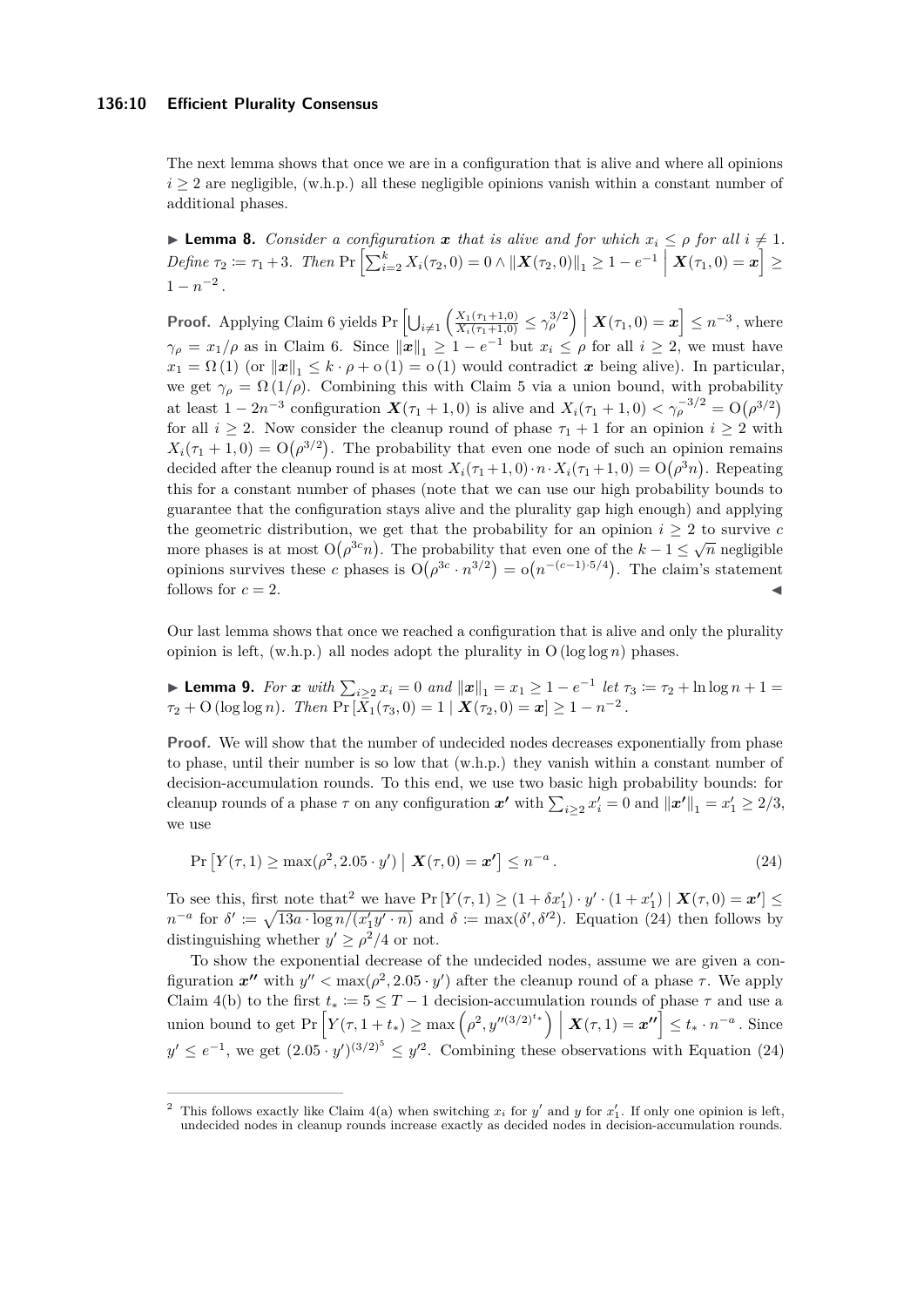The next lemma shows that once we are in a configuration that is alive and where all opinions $i \geq 2$ are negligible, (w.h.p.) all these negligible opinions vanish within a constant number of additional phases.

▶ **Lemma 8.** *Consider a configuration $\boldsymbol{x}$ that is alive and for which $x_i \leq \rho$ for all $i \neq 1$. Define $\tau_2 := \tau_1 + 3$. Then $\Pr\left[\sum_{i=2}^{k} X_i(\tau_2, 0) = 0 \wedge \|\boldsymbol{X}(\tau_2, 0)\|_1 \geq 1 - e^{-1} \;\middle|\; \boldsymbol{X}(\tau_1, 0) = \boldsymbol{x}\right] \geq 1 - n^{-2}$.*

**Proof.** Applying Claim 6 yields $\Pr\left[\bigcup_{i \neq 1} \left(\frac{X_1(\tau_1+1,0)}{X_i(\tau_1+1,0)} \leq \gamma_\rho^{3/2}\right) \;\middle|\; \boldsymbol{X}(\tau_1, 0) = \boldsymbol{x}\right] \leq n^{-3}$, where $\gamma_\rho = x_1/\rho$ as in Claim 6. Since $\|\boldsymbol{x}\|_1 \geq 1 - e^{-1}$ but $x_i \leq \rho$ for all $i \geq 2$, we must have $x_1 = \Omega(1)$ (or $\|\boldsymbol{x}\|_1 \leq k \cdot \rho + \mathrm{o}(1) = \mathrm{o}(1)$ would contradict $\boldsymbol{x}$ being alive). In particular, we get $\gamma_\rho = \Omega(1/\rho)$. Combining this with Claim 5 via a union bound, with probability at least $1 - 2n^{-3}$ configuration $\boldsymbol{X}(\tau_1 + 1, 0)$ is alive and $X_i(\tau_1 + 1, 0) < \gamma_\rho^{-3/2} = \mathrm{O}(\rho^{3/2})$ for all $i \geq 2$. Now consider the cleanup round of phase $\tau_1 + 1$ for an opinion $i \geq 2$ with $X_i(\tau_1 + 1, 0) = \mathrm{O}(\rho^{3/2})$. The probability that even one node of such an opinion remains decided after the cleanup round is at most $X_i(\tau_1+1, 0) \cdot n \cdot X_i(\tau_1+1, 0) = \mathrm{O}(\rho^3 n)$. Repeating this for a constant number of phases (note that we can use our high probability bounds to guarantee that the configuration stays alive and the plurality gap high enough) and applying the geometric distribution, we get that the probability for an opinion $i \geq 2$ to survive $c$ more phases is at most $\mathrm{O}(\rho^{3c} n)$. The probability that even one of the $k - 1 \leq \sqrt{n}$ negligible opinions survives these $c$ phases is $\mathrm{O}(\rho^{3c} \cdot n^{3/2}) = \mathrm{o}(n^{-(c-1) \cdot 5/4})$. The claim's statement follows for $c = 2$. ◀

Our last lemma shows that once we reached a configuration that is alive and only the plurality opinion is left, (w.h.p.) all nodes adopt the plurality in $\mathrm{O}(\log \log n)$ phases.

▶ **Lemma 9.** *For $\boldsymbol{x}$ with $\sum_{i \geq 2} x_i = 0$ and $\|\boldsymbol{x}\|_1 = x_1 \geq 1 - e^{-1}$ let $\tau_3 := \tau_2 + \ln \log n + 1 = \tau_2 + \mathrm{O}(\log \log n)$. Then $\Pr[X_1(\tau_3, 0) = 1 \mid \boldsymbol{X}(\tau_2, 0) = \boldsymbol{x}] \geq 1 - n^{-2}$.*

**Proof.** We will show that the number of undecided nodes decreases exponentially from phase to phase, until their number is so low that (w.h.p.) they vanish within a constant number of decision-accumulation rounds. To this end, we use two basic high probability bounds: for cleanup rounds of a phase $\tau$ on any configuration $\boldsymbol{x'}$ with $\sum_{i \geq 2} x'_i = 0$ and $\|\boldsymbol{x'}\|_1 = x'_1 \geq 2/3$, we use

$$\Pr\left[Y(\tau, 1) \geq \max(\rho^2, 2.05 \cdot y') \;\middle|\; \boldsymbol{X}(\tau, 0) = \boldsymbol{x'}\right] \leq n^{-a}. \tag{24}$$

To see this, first note that[2] we have $\Pr[Y(\tau, 1) \geq (1 + \delta x'_1) \cdot y' \cdot (1 + x'_1) \mid \boldsymbol{X}(\tau, 0) = \boldsymbol{x'}] \leq n^{-a}$ for $\delta' := \sqrt{13a \cdot \log n/(x'_1 y' \cdot n)}$ and $\delta := \max(\delta', \delta'^2)$. Equation (24) then follows by distinguishing whether $y' \geq \rho^2/4$ or not.

To show the exponential decrease of the undecided nodes, assume we are given a configuration $\boldsymbol{x''}$ with $y'' < \max(\rho^2, 2.05 \cdot y')$ after the cleanup round of a phase $\tau$. We apply Claim 4(b) to the first $t_* := 5 \leq T - 1$ decision-accumulation rounds of phase $\tau$ and use a union bound to get $\Pr\left[Y(\tau, 1 + t_*) \geq \max\left(\rho^2, y''^{(3/2)^{t_*}}\right) \;\middle|\; \boldsymbol{X}(\tau, 1) = \boldsymbol{x''}\right] \leq t_* \cdot n^{-a}$. Since $y' \leq e^{-1}$, we get $(2.05 \cdot y')^{(3/2)^5} \leq y'^2$. Combining these observations with Equation (24)

---

[2] This follows exactly like Claim 4(a) when switching $x_i$ for $y'$ and $y$ for $x'_1$. If only one opinion is left, undecided nodes in cleanup rounds increase exactly as decided nodes in decision-accumulation rounds.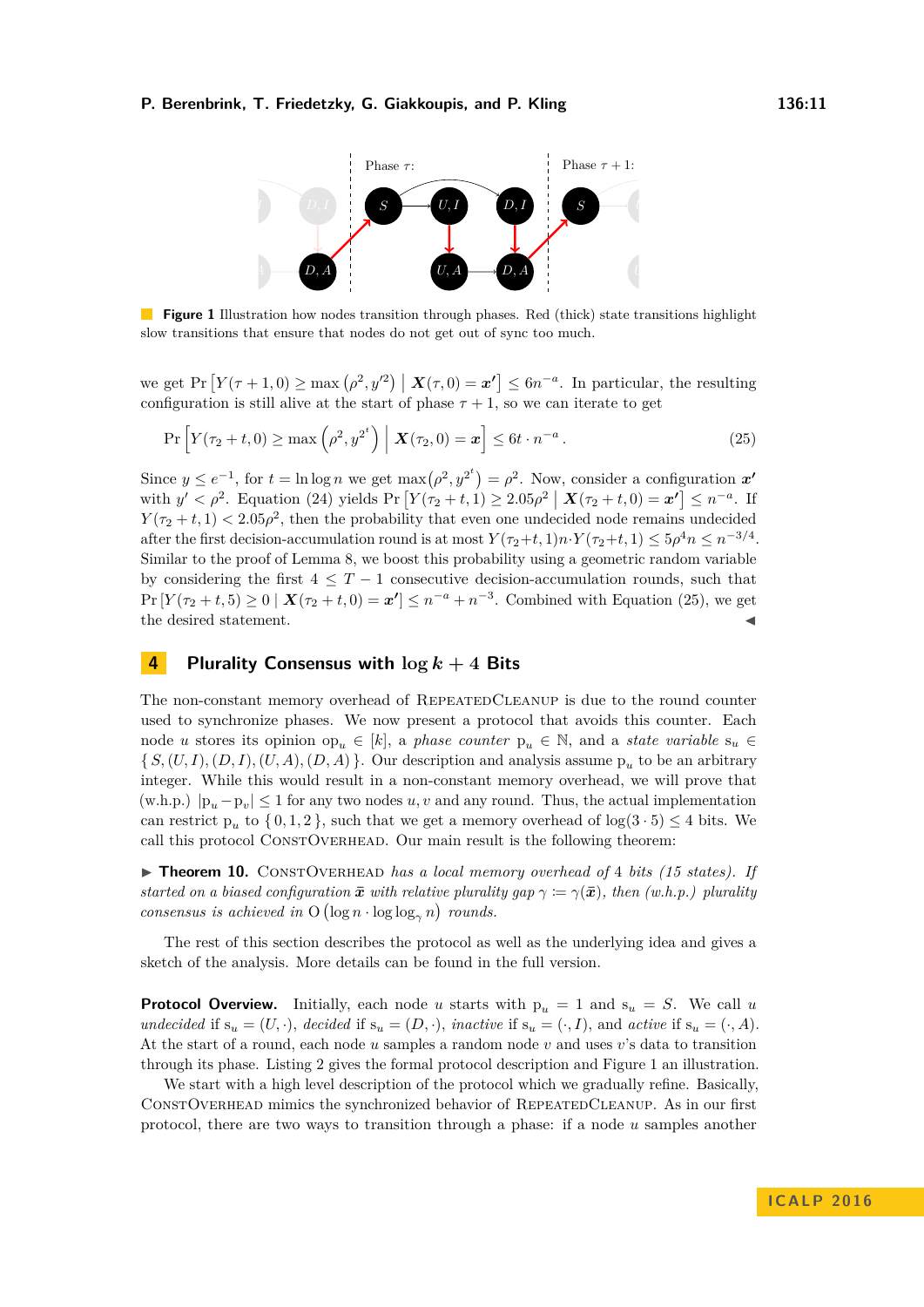**Figure 1** Illustration how nodes transition through phases. Red (thick) state transitions highlight slow transitions that ensure that nodes do not get out of sync too much.

we get $\Pr\left[Y(\tau+1,0) \geq \max\left(\rho^2, y'^2\right) \;\middle|\; \boldsymbol{X}(\tau,0) = \boldsymbol{x'}\right] \leq 6n^{-a}$. In particular, the resulting configuration is still alive at the start of phase $\tau+1$, so we can iterate to get

$$\Pr\left[Y(\tau_2+t,0) \geq \max\left(\rho^2, y^{2^t}\right) \;\middle|\; \boldsymbol{X}(\tau_2,0) = \boldsymbol{x}\right] \leq 6t \cdot n^{-a}. \tag{25}$$

Since $y \leq e^{-1}$, for $t = \ln\log n$ we get $\max\left(\rho^2, y^{2^t}\right) = \rho^2$. Now, consider a configuration $\boldsymbol{x'}$ with $y' < \rho^2$. Equation (24) yields $\Pr\left[Y(\tau_2+t,1) \geq 2.05\rho^2 \;\middle|\; \boldsymbol{X}(\tau_2+t,0) = \boldsymbol{x'}\right] \leq n^{-a}$. If $Y(\tau_2+t,1) < 2.05\rho^2$, then the probability that even one undecided node remains undecided after the first decision-accumulation round is at most $Y(\tau_2+t,1)n \cdot Y(\tau_2+t,1) \leq 5\rho^4 n \leq n^{-3/4}$. Similar to the proof of Lemma 8, we boost this probability using a geometric random variable by considering the first $4 \leq T-1$ consecutive decision-accumulation rounds, such that $\Pr\left[Y(\tau_2+t,5) \geq 0 \mid \boldsymbol{X}(\tau_2+t,0) = \boldsymbol{x'}\right] \leq n^{-a} + n^{-3}$. Combined with Equation (25), we get the desired statement. ◀

# 4 Plurality Consensus with $\log k + 4$ Bits

The non-constant memory overhead of RepeatedCleanup is due to the round counter used to synchronize phases. We now present a protocol that avoids this counter. Each node $u$ stores its opinion $\mathrm{op}_u \in [k]$, a *phase counter* $\mathrm{p}_u \in \mathbb{N}$, and a *state variable* $\mathrm{s}_u \in \{S, (U,I), (D,I), (U,A), (D,A)\}$. Our description and analysis assume $\mathrm{p}_u$ to be an arbitrary integer. While this would result in a non-constant memory overhead, we will prove that (w.h.p.) $|\mathrm{p}_u - \mathrm{p}_v| \leq 1$ for any two nodes $u, v$ and any round. Thus, the actual implementation can restrict $\mathrm{p}_u$ to $\{0,1,2\}$, such that we get a memory overhead of $\log(3 \cdot 5) \leq 4$ bits. We call this protocol ConstOverhead. Our main result is the following theorem:

▶ **Theorem 10.** *ConstOverhead has a local memory overhead of 4 bits (15 states). If started on a biased configuration $\bar{\boldsymbol{x}}$ with relative plurality gap $\gamma := \gamma(\bar{\boldsymbol{x}})$, then (w.h.p.) plurality consensus is achieved in $\mathrm{O}\left(\log n \cdot \log\log_\gamma n\right)$ rounds.*

The rest of this section describes the protocol as well as the underlying idea and gives a sketch of the analysis. More details can be found in the full version.

**Protocol Overview.** Initially, each node $u$ starts with $\mathrm{p}_u = 1$ and $\mathrm{s}_u = S$. We call $u$ *undecided* if $\mathrm{s}_u = (U,\cdot)$, *decided* if $\mathrm{s}_u = (D,\cdot)$, *inactive* if $\mathrm{s}_u = (\cdot, I)$, and *active* if $\mathrm{s}_u = (\cdot, A)$. At the start of a round, each node $u$ samples a random node $v$ and uses $v$'s data to transition through its phase. Listing 2 gives the formal protocol description and Figure 1 an illustration.

We start with a high level description of the protocol which we gradually refine. Basically, ConstOverhead mimics the synchronized behavior of RepeatedCleanup. As in our first protocol, there are two ways to transition through a phase: if a node $u$ samples another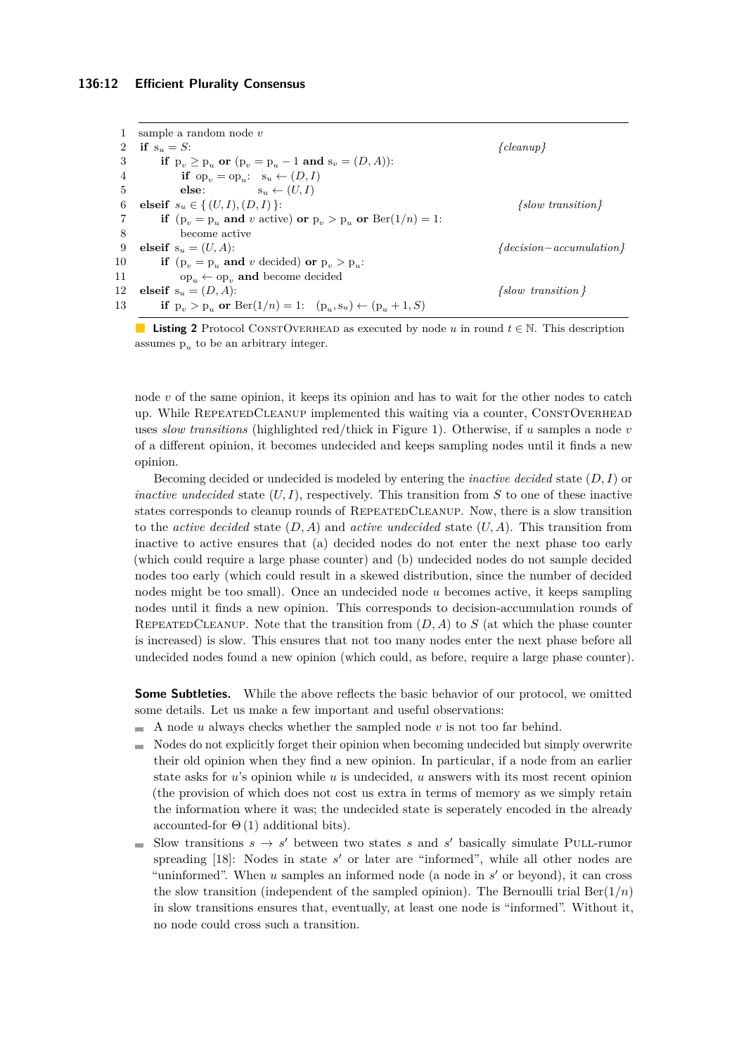```
1   sample a random node v
2   if s_u = S:                                                         {cleanup}
3       if p_v ≥ p_u or (p_v = p_u − 1 and s_v = (D, A)):
4           if op_v = op_u:   s_u ← (D, I)
5           else:             s_u ← (U, I)
6   elseif s_u ∈ { (U, I), (D, I) }:                                    {slow transition}
7       if (p_v = p_u and v active) or p_v > p_u or Ber(1/n) = 1:
8           become active
9   elseif s_u = (U, A):                                                {decision−accumulation}
10      if (p_v = p_u and v decided) or p_v > p_u:
11          op_u ← op_v and become decided
12  elseif s_u = (D, A):                                                {slow transition}
13      if p_v > p_u or Ber(1/n) = 1:   (p_u, s_u) ← (p_u + 1, S)
```

**Listing 2** Protocol ConstOverhead as executed by node $u$ in round $t \in \mathbb{N}$. This description assumes $\mathrm{p}_u$ to be an arbitrary integer.

node $v$ of the same opinion, it keeps its opinion and has to wait for the other nodes to catch up. While RepeatedCleanup implemented this waiting via a counter, ConstOverhead uses *slow transitions* (highlighted red/thick in Figure 1). Otherwise, if $u$ samples a node $v$ of a different opinion, it becomes undecided and keeps sampling nodes until it finds a new opinion.

Becoming decided or undecided is modeled by entering the *inactive decided* state $(D, I)$ or *inactive undecided* state $(U, I)$, respectively. This transition from $S$ to one of these inactive states corresponds to cleanup rounds of RepeatedCleanup. Now, there is a slow transition to the *active decided* state $(D, A)$ and *active undecided* state $(U, A)$. This transition from inactive to active ensures that (a) decided nodes do not enter the next phase too early (which could require a large phase counter) and (b) undecided nodes do not sample decided nodes too early (which could result in a skewed distribution, since the number of decided nodes might be too small). Once an undecided node $u$ becomes active, it keeps sampling nodes until it finds a new opinion. This corresponds to decision-accumulation rounds of RepeatedCleanup. Note that the transition from $(D, A)$ to $S$ (at which the phase counter is increased) is slow. This ensures that not too many nodes enter the next phase before all undecided nodes found a new opinion (which could, as before, require a large phase counter).

**Some Subtleties.** While the above reflects the basic behavior of our protocol, we omitted some details. Let us make a few important and useful observations:

- A node $u$ always checks whether the sampled node $v$ is not too far behind.
- Nodes do not explicitly forget their opinion when becoming undecided but simply overwrite their old opinion when they find a new opinion. In particular, if a node from an earlier state asks for $u$'s opinion while $u$ is undecided, $u$ answers with its most recent opinion (the provision of which does not cost us extra in terms of memory as we simply retain the information where it was; the undecided state is seperately encoded in the already accounted-for $\Theta(1)$ additional bits).
- Slow transitions $s \to s'$ between two states $s$ and $s'$ basically simulate Pull-rumor spreading [18]: Nodes in state $s'$ or later are "informed", while all other nodes are "uninformed". When $u$ samples an informed node (a node in $s'$ or beyond), it can cross the slow transition (independent of the sampled opinion). The Bernoulli trial $\mathrm{Ber}(1/n)$ in slow transitions ensures that, eventually, at least one node is "informed". Without it, no node could cross such a transition.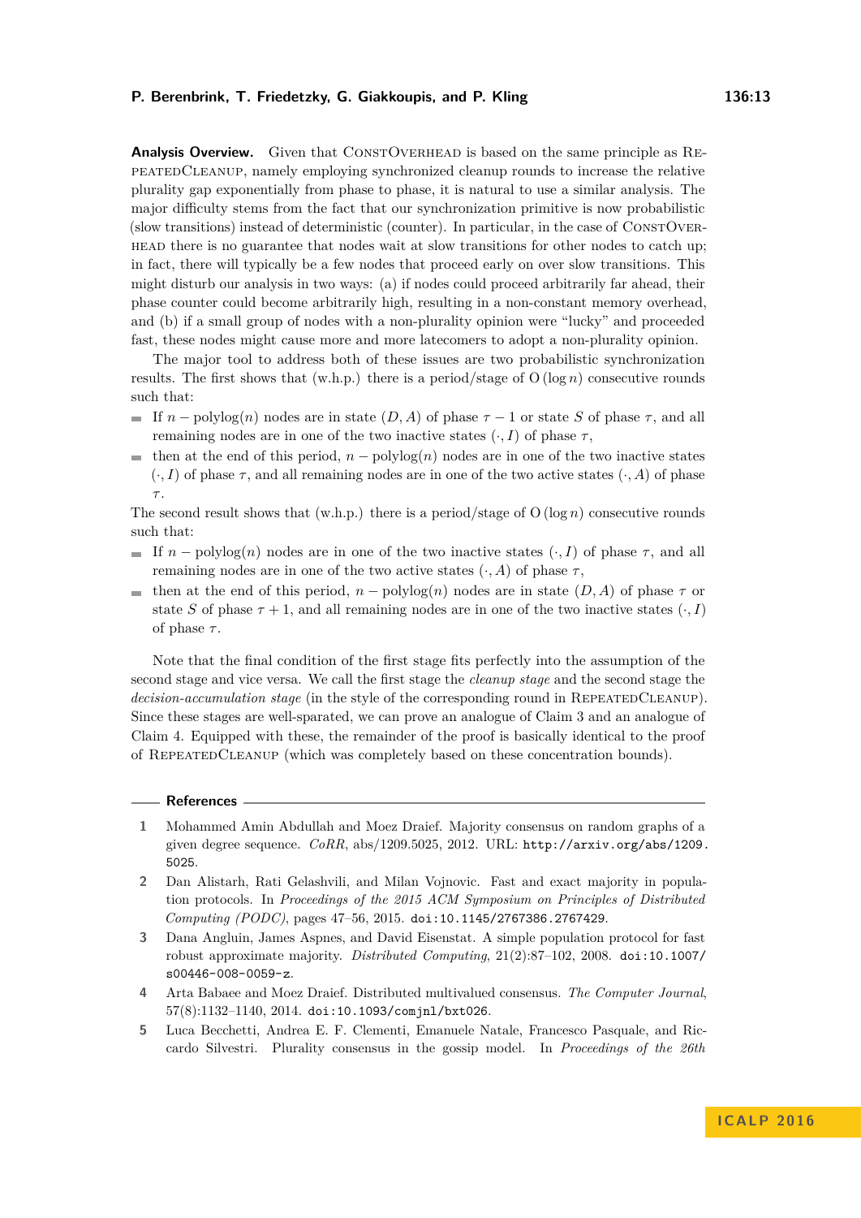**Analysis Overview.** Given that ConstOverhead is based on the same principle as RepeatedCleanup, namely employing synchronized cleanup rounds to increase the relative plurality gap exponentially from phase to phase, it is natural to use a similar analysis. The major difficulty stems from the fact that our synchronization primitive is now probabilistic (slow transitions) instead of deterministic (counter). In particular, in the case of ConstOverhead there is no guarantee that nodes wait at slow transitions for other nodes to catch up; in fact, there will typically be a few nodes that proceed early on over slow transitions. This might disturb our analysis in two ways: (a) if nodes could proceed arbitrarily far ahead, their phase counter could become arbitrarily high, resulting in a non-constant memory overhead, and (b) if a small group of nodes with a non-plurality opinion were "lucky" and proceeded fast, these nodes might cause more and more latecomers to adopt a non-plurality opinion.

The major tool to address both of these issues are two probabilistic synchronization results. The first shows that (w.h.p.) there is a period/stage of $\mathrm{O}(\log n)$ consecutive rounds such that:

- If $n - \mathrm{polylog}(n)$ nodes are in state $(D, A)$ of phase $\tau - 1$ or state $S$ of phase $\tau$, and all remaining nodes are in one of the two inactive states $(\cdot, I)$ of phase $\tau$,
- then at the end of this period, $n - \mathrm{polylog}(n)$ nodes are in one of the two inactive states $(\cdot, I)$ of phase $\tau$, and all remaining nodes are in one of the two active states $(\cdot, A)$ of phase $\tau$.

The second result shows that (w.h.p.) there is a period/stage of $\mathrm{O}(\log n)$ consecutive rounds such that:

- If $n - \mathrm{polylog}(n)$ nodes are in one of the two inactive states $(\cdot, I)$ of phase $\tau$, and all remaining nodes are in one of the two active states $(\cdot, A)$ of phase $\tau$,
- then at the end of this period, $n - \mathrm{polylog}(n)$ nodes are in state $(D, A)$ of phase $\tau$ or state $S$ of phase $\tau + 1$, and all remaining nodes are in one of the two inactive states $(\cdot, I)$ of phase $\tau$.

Note that the final condition of the first stage fits perfectly into the assumption of the second stage and vice versa. We call the first stage the *cleanup stage* and the second stage the *decision-accumulation stage* (in the style of the corresponding round in RepeatedCleanup). Since these stages are well-sparated, we can prove an analogue of Claim 3 and an analogue of Claim 4. Equipped with these, the remainder of the proof is basically identical to the proof of RepeatedCleanup (which was completely based on these concentration bounds).

## References

1. Mohammed Amin Abdullah and Moez Draief. Majority consensus on random graphs of a given degree sequence. *CoRR*, abs/1209.5025, 2012. URL: http://arxiv.org/abs/1209.5025.
2. Dan Alistarh, Rati Gelashvili, and Milan Vojnovic. Fast and exact majority in population protocols. In *Proceedings of the 2015 ACM Symposium on Principles of Distributed Computing (PODC)*, pages 47–56, 2015. doi:10.1145/2767386.2767429.
3. Dana Angluin, James Aspnes, and David Eisenstat. A simple population protocol for fast robust approximate majority. *Distributed Computing*, 21(2):87–102, 2008. doi:10.1007/s00446-008-0059-z.
4. Arta Babaee and Moez Draief. Distributed multivalued consensus. *The Computer Journal*, 57(8):1132–1140, 2014. doi:10.1093/comjnl/bxt026.
5. Luca Becchetti, Andrea E. F. Clementi, Emanuele Natale, Francesco Pasquale, and Riccardo Silvestri. Plurality consensus in the gossip model. In *Proceedings of the 26th*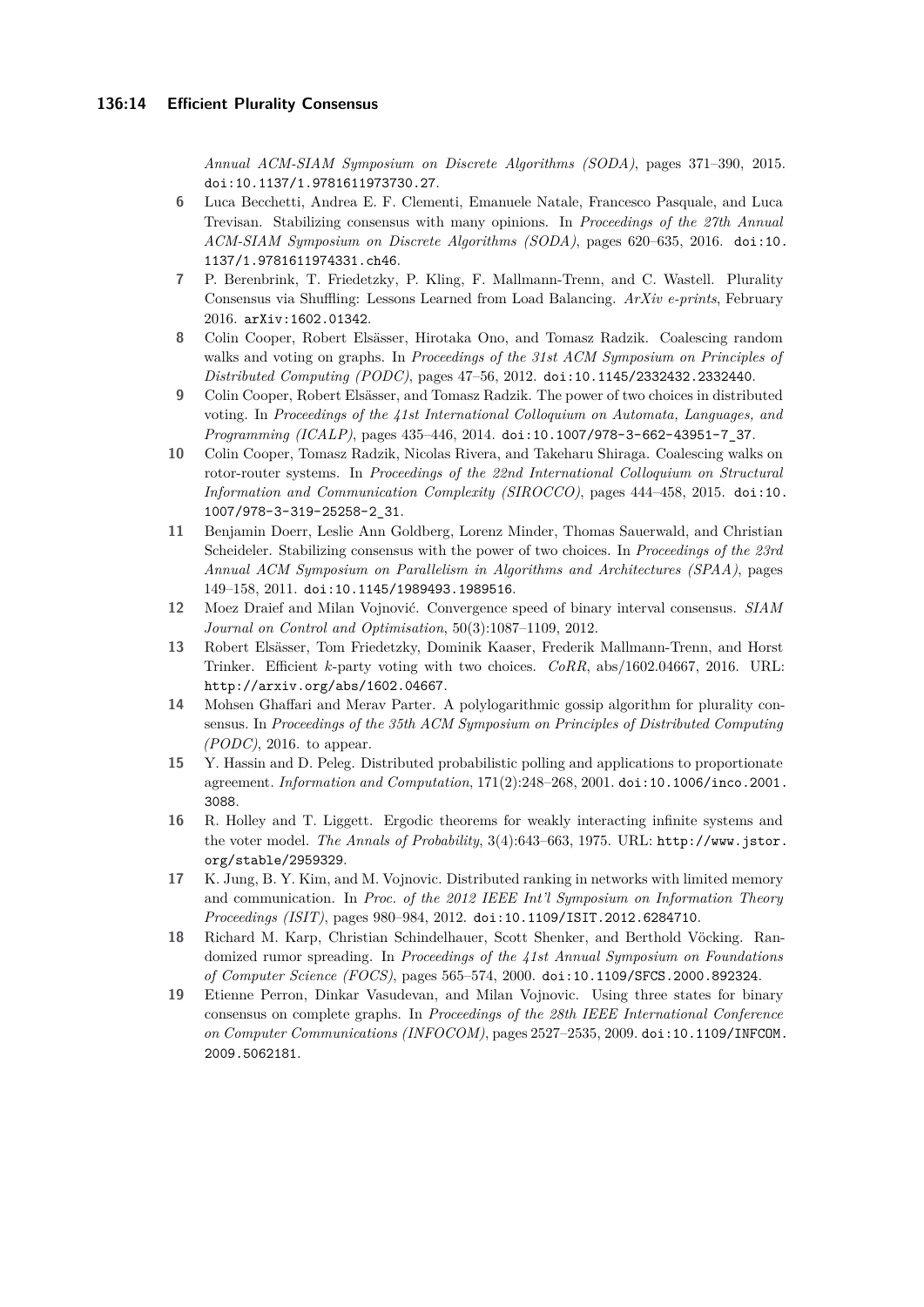*Annual ACM-SIAM Symposium on Discrete Algorithms (SODA)*, pages 371–390, 2015. doi:10.1137/1.9781611973730.27.

6. Luca Becchetti, Andrea E. F. Clementi, Emanuele Natale, Francesco Pasquale, and Luca Trevisan. Stabilizing consensus with many opinions. In *Proceedings of the 27th Annual ACM-SIAM Symposium on Discrete Algorithms (SODA)*, pages 620–635, 2016. doi:10.1137/1.9781611974331.ch46.
7. P. Berenbrink, T. Friedetzky, P. Kling, F. Mallmann-Trenn, and C. Wastell. Plurality Consensus via Shuffling: Lessons Learned from Load Balancing. *ArXiv e-prints*, February 2016. arXiv:1602.01342.
8. Colin Cooper, Robert Elsässer, Hirotaka Ono, and Tomasz Radzik. Coalescing random walks and voting on graphs. In *Proceedings of the 31st ACM Symposium on Principles of Distributed Computing (PODC)*, pages 47–56, 2012. doi:10.1145/2332432.2332440.
9. Colin Cooper, Robert Elsässer, and Tomasz Radzik. The power of two choices in distributed voting. In *Proceedings of the 41st International Colloquium on Automata, Languages, and Programming (ICALP)*, pages 435–446, 2014. doi:10.1007/978-3-662-43951-7_37.
10. Colin Cooper, Tomasz Radzik, Nicolas Rivera, and Takeharu Shiraga. Coalescing walks on rotor-router systems. In *Proceedings of the 22nd International Colloquium on Structural Information and Communication Complexity (SIROCCO)*, pages 444–458, 2015. doi:10.1007/978-3-319-25258-2_31.
11. Benjamin Doerr, Leslie Ann Goldberg, Lorenz Minder, Thomas Sauerwald, and Christian Scheideler. Stabilizing consensus with the power of two choices. In *Proceedings of the 23rd Annual ACM Symposium on Parallelism in Algorithms and Architectures (SPAA)*, pages 149–158, 2011. doi:10.1145/1989493.1989516.
12. Moez Draief and Milan Vojnović. Convergence speed of binary interval consensus. *SIAM Journal on Control and Optimisation*, 50(3):1087–1109, 2012.
13. Robert Elsässer, Tom Friedetzky, Dominik Kaaser, Frederik Mallmann-Trenn, and Horst Trinker. Efficient $k$-party voting with two choices. *CoRR*, abs/1602.04667, 2016. URL: http://arxiv.org/abs/1602.04667.
14. Mohsen Ghaffari and Merav Parter. A polylogarithmic gossip algorithm for plurality consensus. In *Proceedings of the 35th ACM Symposium on Principles of Distributed Computing (PODC)*, 2016. to appear.
15. Y. Hassin and D. Peleg. Distributed probabilistic polling and applications to proportionate agreement. *Information and Computation*, 171(2):248–268, 2001. doi:10.1006/inco.2001.3088.
16. R. Holley and T. Liggett. Ergodic theorems for weakly interacting infinite systems and the voter model. *The Annals of Probability*, 3(4):643–663, 1975. URL: http://www.jstor.org/stable/2959329.
17. K. Jung, B. Y. Kim, and M. Vojnovic. Distributed ranking in networks with limited memory and communication. In *Proc. of the 2012 IEEE Int'l Symposium on Information Theory Proceedings (ISIT)*, pages 980–984, 2012. doi:10.1109/ISIT.2012.6284710.
18. Richard M. Karp, Christian Schindelhauer, Scott Shenker, and Berthold Vöcking. Randomized rumor spreading. In *Proceedings of the 41st Annual Symposium on Foundations of Computer Science (FOCS)*, pages 565–574, 2000. doi:10.1109/SFCS.2000.892324.
19. Etienne Perron, Dinkar Vasudevan, and Milan Vojnovic. Using three states for binary consensus on complete graphs. In *Proceedings of the 28th IEEE International Conference on Computer Communications (INFOCOM)*, pages 2527–2535, 2009. doi:10.1109/INFCOM.2009.5062181.